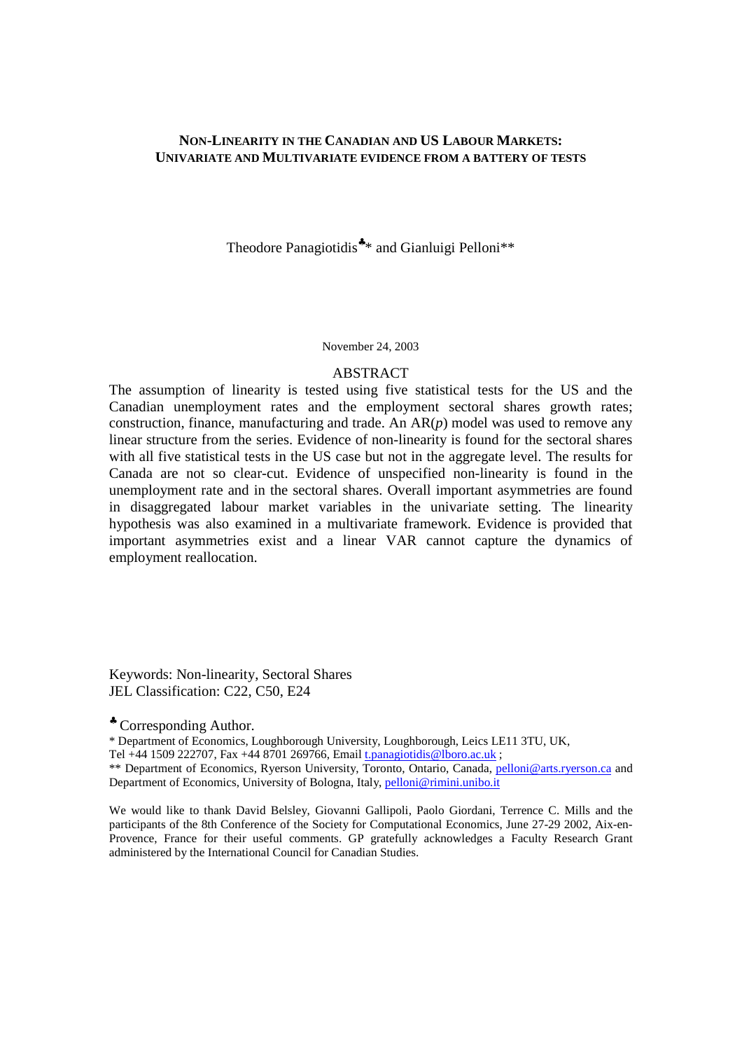# NON-LINEARITY IN THE CANADIAN AND US LABOUR MARKETS: UNIVARIATE AND MULTIVARIATE EVIDENCE FROM A BATTERY OF TESTS

Theodore Panagiotidis♣* and Gianluigi Pelloni**

November 24, 2003

## ABSTRACT

The assumption of linearity is tested using five statistical tests for the US and the Canadian unemployment rates and the employment sectoral shares growth rates; construction, finance, manufacturing and trade. An AR(*p*) model was used to remove any linear structure from the series. Evidence of non-linearity is found for the sectoral shares with all five statistical tests in the US case but not in the aggregate level. The results for Canada are not so clear-cut. Evidence of unspecified non-linearity is found in the unemployment rate and in the sectoral shares. Overall important asymmetries are found in disaggregated labour market variables in the univariate setting. The linearity hypothesis was also examined in a multivariate framework. Evidence is provided that important asymmetries exist and a linear VAR cannot capture the dynamics of employment reallocation.

Keywords: Non-linearity, Sectoral Shares
JEL Classification: C22, C50, E24

♣ Corresponding Author.
* Department of Economics, Loughborough University, Loughborough, Leics LE11 3TU, UK, Tel +44 1509 222707, Fax +44 8701 269766, Email t.panagiotidis@lboro.ac.uk ;
** Department of Economics, Ryerson University, Toronto, Ontario, Canada, pelloni@arts.ryerson.ca and Department of Economics, University of Bologna, Italy, pelloni@rimini.unibo.it

We would like to thank David Belsley, Giovanni Gallipoli, Paolo Giordani, Terrence C. Mills and the participants of the 8th Conference of the Society for Computational Economics, June 27-29 2002, Aix-en-Provence, France for their useful comments. GP gratefully acknowledges a Faculty Research Grant administered by the International Council for Canadian Studies.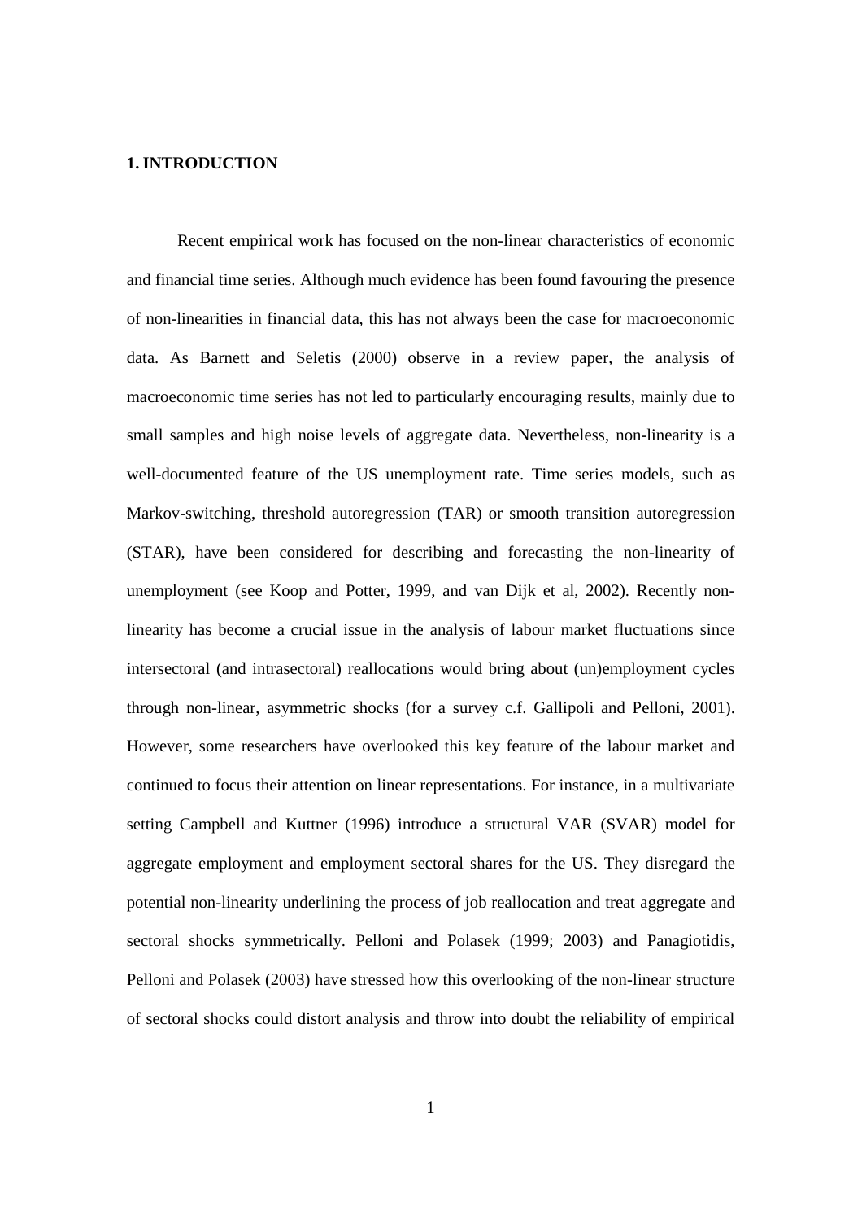## 1. INTRODUCTION

Recent empirical work has focused on the non-linear characteristics of economic and financial time series. Although much evidence has been found favouring the presence of non-linearities in financial data, this has not always been the case for macroeconomic data. As Barnett and Seletis (2000) observe in a review paper, the analysis of macroeconomic time series has not led to particularly encouraging results, mainly due to small samples and high noise levels of aggregate data. Nevertheless, non-linearity is a well-documented feature of the US unemployment rate. Time series models, such as Markov-switching, threshold autoregression (TAR) or smooth transition autoregression (STAR), have been considered for describing and forecasting the non-linearity of unemployment (see Koop and Potter, 1999, and van Dijk et al, 2002). Recently non-linearity has become a crucial issue in the analysis of labour market fluctuations since intersectoral (and intrasectoral) reallocations would bring about (un)employment cycles through non-linear, asymmetric shocks (for a survey c.f. Gallipoli and Pelloni, 2001). However, some researchers have overlooked this key feature of the labour market and continued to focus their attention on linear representations. For instance, in a multivariate setting Campbell and Kuttner (1996) introduce a structural VAR (SVAR) model for aggregate employment and employment sectoral shares for the US. They disregard the potential non-linearity underlining the process of job reallocation and treat aggregate and sectoral shocks symmetrically. Pelloni and Polasek (1999; 2003) and Panagiotidis, Pelloni and Polasek (2003) have stressed how this overlooking of the non-linear structure of sectoral shocks could distort analysis and throw into doubt the reliability of empirical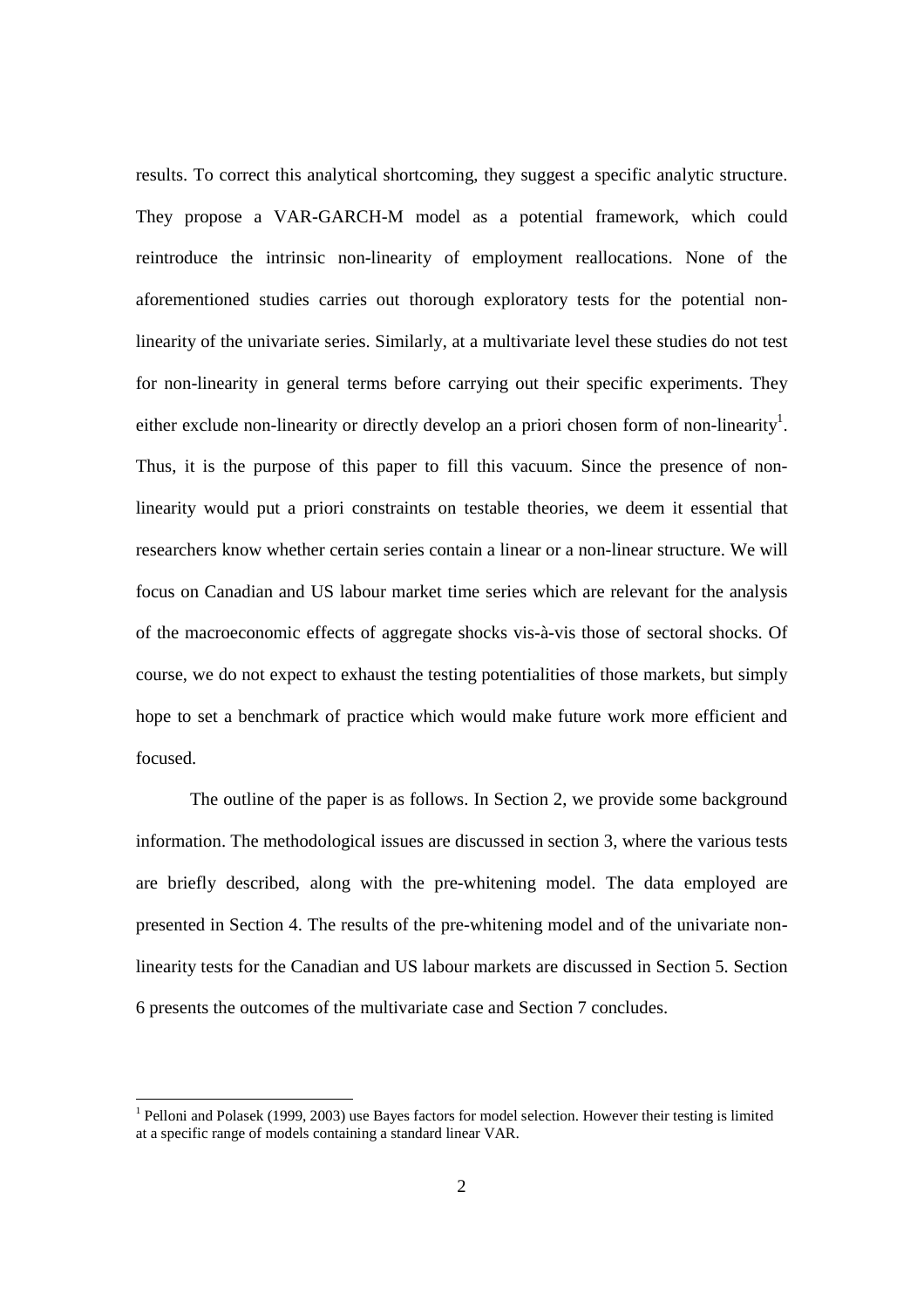results. To correct this analytical shortcoming, they suggest a specific analytic structure. They propose a VAR-GARCH-M model as a potential framework, which could reintroduce the intrinsic non-linearity of employment reallocations. None of the aforementioned studies carries out thorough exploratory tests for the potential non-linearity of the univariate series. Similarly, at a multivariate level these studies do not test for non-linearity in general terms before carrying out their specific experiments. They either exclude non-linearity or directly develop an a priori chosen form of non-linearity[1]. Thus, it is the purpose of this paper to fill this vacuum. Since the presence of non-linearity would put a priori constraints on testable theories, we deem it essential that researchers know whether certain series contain a linear or a non-linear structure. We will focus on Canadian and US labour market time series which are relevant for the analysis of the macroeconomic effects of aggregate shocks vis-à-vis those of sectoral shocks. Of course, we do not expect to exhaust the testing potentialities of those markets, but simply hope to set a benchmark of practice which would make future work more efficient and focused.

The outline of the paper is as follows. In Section 2, we provide some background information. The methodological issues are discussed in section 3, where the various tests are briefly described, along with the pre-whitening model. The data employed are presented in Section 4. The results of the pre-whitening model and of the univariate non-linearity tests for the Canadian and US labour markets are discussed in Section 5. Section 6 presents the outcomes of the multivariate case and Section 7 concludes.

[1] Pelloni and Polasek (1999, 2003) use Bayes factors for model selection. However their testing is limited at a specific range of models containing a standard linear VAR.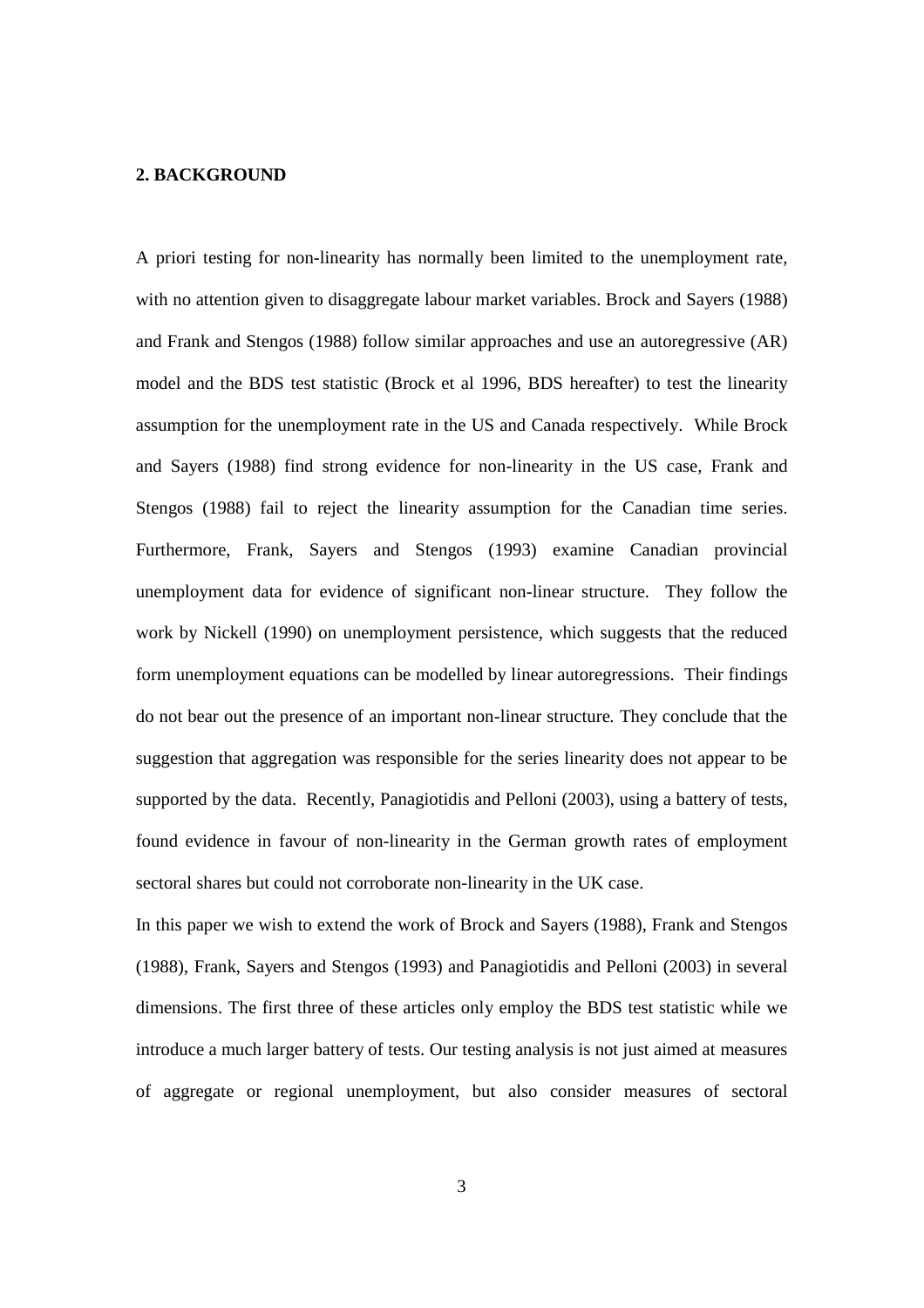## 2. BACKGROUND

A priori testing for non-linearity has normally been limited to the unemployment rate, with no attention given to disaggregate labour market variables. Brock and Sayers (1988) and Frank and Stengos (1988) follow similar approaches and use an autoregressive (AR) model and the BDS test statistic (Brock et al 1996, BDS hereafter) to test the linearity assumption for the unemployment rate in the US and Canada respectively. While Brock and Sayers (1988) find strong evidence for non-linearity in the US case, Frank and Stengos (1988) fail to reject the linearity assumption for the Canadian time series. Furthermore, Frank, Sayers and Stengos (1993) examine Canadian provincial unemployment data for evidence of significant non-linear structure. They follow the work by Nickell (1990) on unemployment persistence, which suggests that the reduced form unemployment equations can be modelled by linear autoregressions. Their findings do not bear out the presence of an important non-linear structure. They conclude that the suggestion that aggregation was responsible for the series linearity does not appear to be supported by the data. Recently, Panagiotidis and Pelloni (2003), using a battery of tests, found evidence in favour of non-linearity in the German growth rates of employment sectoral shares but could not corroborate non-linearity in the UK case.

In this paper we wish to extend the work of Brock and Sayers (1988), Frank and Stengos (1988), Frank, Sayers and Stengos (1993) and Panagiotidis and Pelloni (2003) in several dimensions. The first three of these articles only employ the BDS test statistic while we introduce a much larger battery of tests. Our testing analysis is not just aimed at measures of aggregate or regional unemployment, but also consider measures of sectoral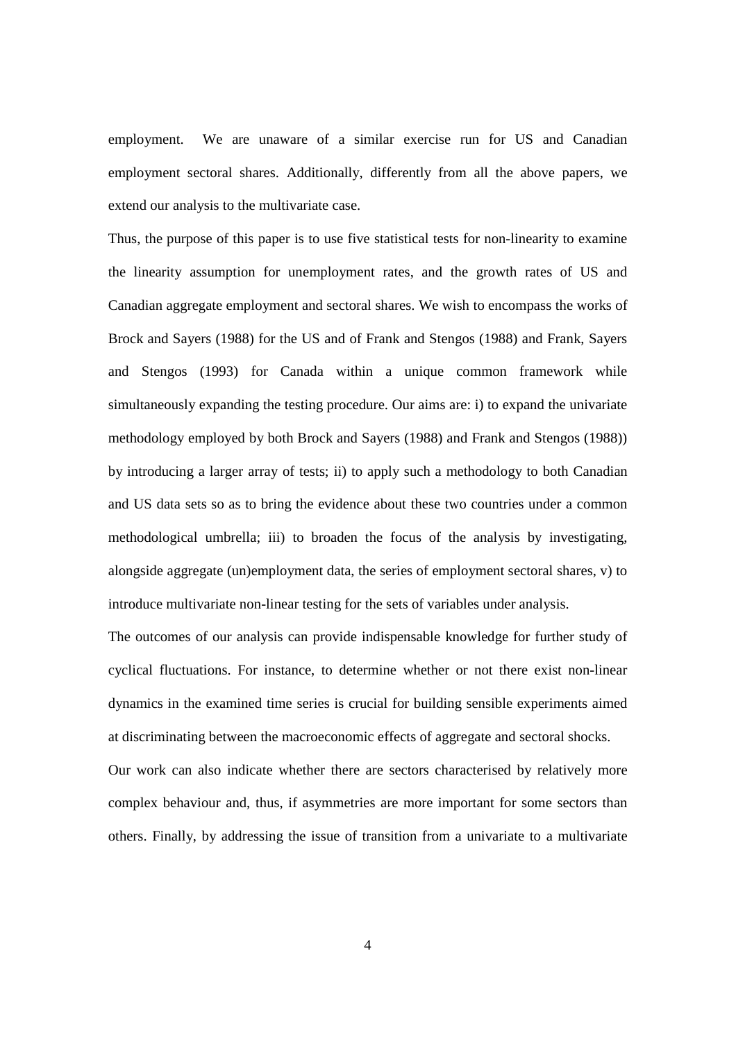employment. We are unaware of a similar exercise run for US and Canadian employment sectoral shares. Additionally, differently from all the above papers, we extend our analysis to the multivariate case.

Thus, the purpose of this paper is to use five statistical tests for non-linearity to examine the linearity assumption for unemployment rates, and the growth rates of US and Canadian aggregate employment and sectoral shares. We wish to encompass the works of Brock and Sayers (1988) for the US and of Frank and Stengos (1988) and Frank, Sayers and Stengos (1993) for Canada within a unique common framework while simultaneously expanding the testing procedure. Our aims are: i) to expand the univariate methodology employed by both Brock and Sayers (1988) and Frank and Stengos (1988)) by introducing a larger array of tests; ii) to apply such a methodology to both Canadian and US data sets so as to bring the evidence about these two countries under a common methodological umbrella; iii) to broaden the focus of the analysis by investigating, alongside aggregate (un)employment data, the series of employment sectoral shares, v) to introduce multivariate non-linear testing for the sets of variables under analysis.

The outcomes of our analysis can provide indispensable knowledge for further study of cyclical fluctuations. For instance, to determine whether or not there exist non-linear dynamics in the examined time series is crucial for building sensible experiments aimed at discriminating between the macroeconomic effects of aggregate and sectoral shocks.

Our work can also indicate whether there are sectors characterised by relatively more complex behaviour and, thus, if asymmetries are more important for some sectors than others. Finally, by addressing the issue of transition from a univariate to a multivariate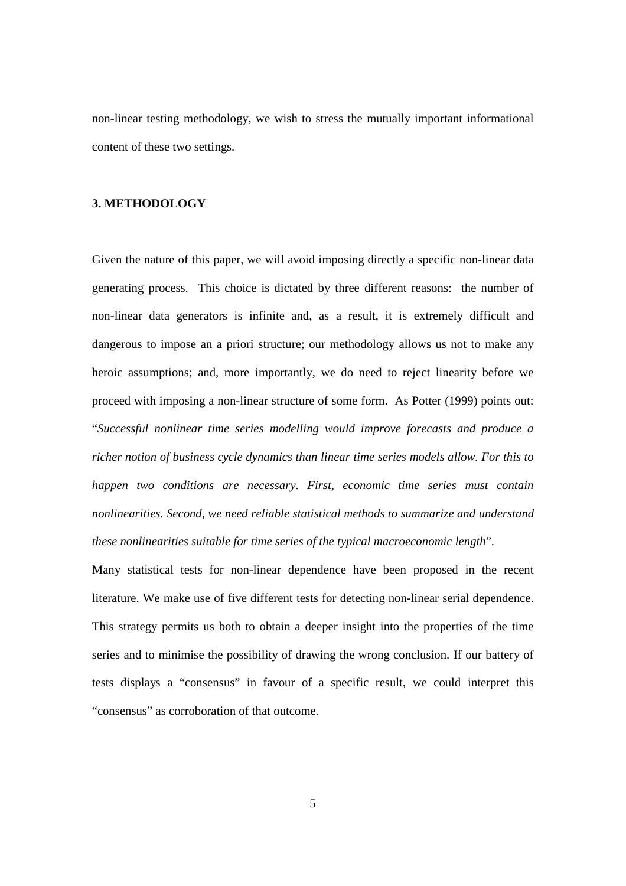non-linear testing methodology, we wish to stress the mutually important informational content of these two settings.

## 3. METHODOLOGY

Given the nature of this paper, we will avoid imposing directly a specific non-linear data generating process. This choice is dictated by three different reasons: the number of non-linear data generators is infinite and, as a result, it is extremely difficult and dangerous to impose an a priori structure; our methodology allows us not to make any heroic assumptions; and, more importantly, we do need to reject linearity before we proceed with imposing a non-linear structure of some form. As Potter (1999) points out: "*Successful nonlinear time series modelling would improve forecasts and produce a richer notion of business cycle dynamics than linear time series models allow. For this to happen two conditions are necessary. First, economic time series must contain nonlinearities. Second, we need reliable statistical methods to summarize and understand these nonlinearities suitable for time series of the typical macroeconomic length*".

Many statistical tests for non-linear dependence have been proposed in the recent literature. We make use of five different tests for detecting non-linear serial dependence. This strategy permits us both to obtain a deeper insight into the properties of the time series and to minimise the possibility of drawing the wrong conclusion. If our battery of tests displays a "consensus" in favour of a specific result, we could interpret this "consensus" as corroboration of that outcome.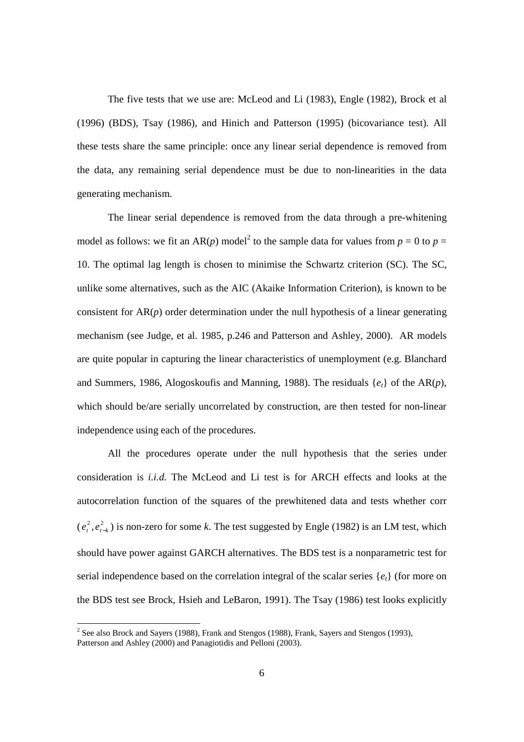The five tests that we use are: McLeod and Li (1983), Engle (1982), Brock et al (1996) (BDS), Tsay (1986), and Hinich and Patterson (1995) (bicovariance test). All these tests share the same principle: once any linear serial dependence is removed from the data, any remaining serial dependence must be due to non-linearities in the data generating mechanism.

The linear serial dependence is removed from the data through a pre-whitening model as follows: we fit an AR($p$) model[2] to the sample data for values from $p = 0$ to $p = 10$. The optimal lag length is chosen to minimise the Schwartz criterion (SC). The SC, unlike some alternatives, such as the AIC (Akaike Information Criterion), is known to be consistent for AR($p$) order determination under the null hypothesis of a linear generating mechanism (see Judge, et al. 1985, p.246 and Patterson and Ashley, 2000). AR models are quite popular in capturing the linear characteristics of unemployment (e.g. Blanchard and Summers, 1986, Alogoskoufis and Manning, 1988). The residuals $\{e_t\}$ of the AR($p$), which should be/are serially uncorrelated by construction, are then tested for non-linear independence using each of the procedures.

All the procedures operate under the null hypothesis that the series under consideration is *i.i.d.* The McLeod and Li test is for ARCH effects and looks at the autocorrelation function of the squares of the prewhitened data and tests whether corr $(e_t^2, e_{t-k}^2)$ is non-zero for some $k$. The test suggested by Engle (1982) is an LM test, which should have power against GARCH alternatives. The BDS test is a nonparametric test for serial independence based on the correlation integral of the scalar series $\{e_t\}$ (for more on the BDS test see Brock, Hsieh and LeBaron, 1991). The Tsay (1986) test looks explicitly

---

[2] See also Brock and Sayers (1988), Frank and Stengos (1988), Frank, Sayers and Stengos (1993), Patterson and Ashley (2000) and Panagiotidis and Pelloni (2003).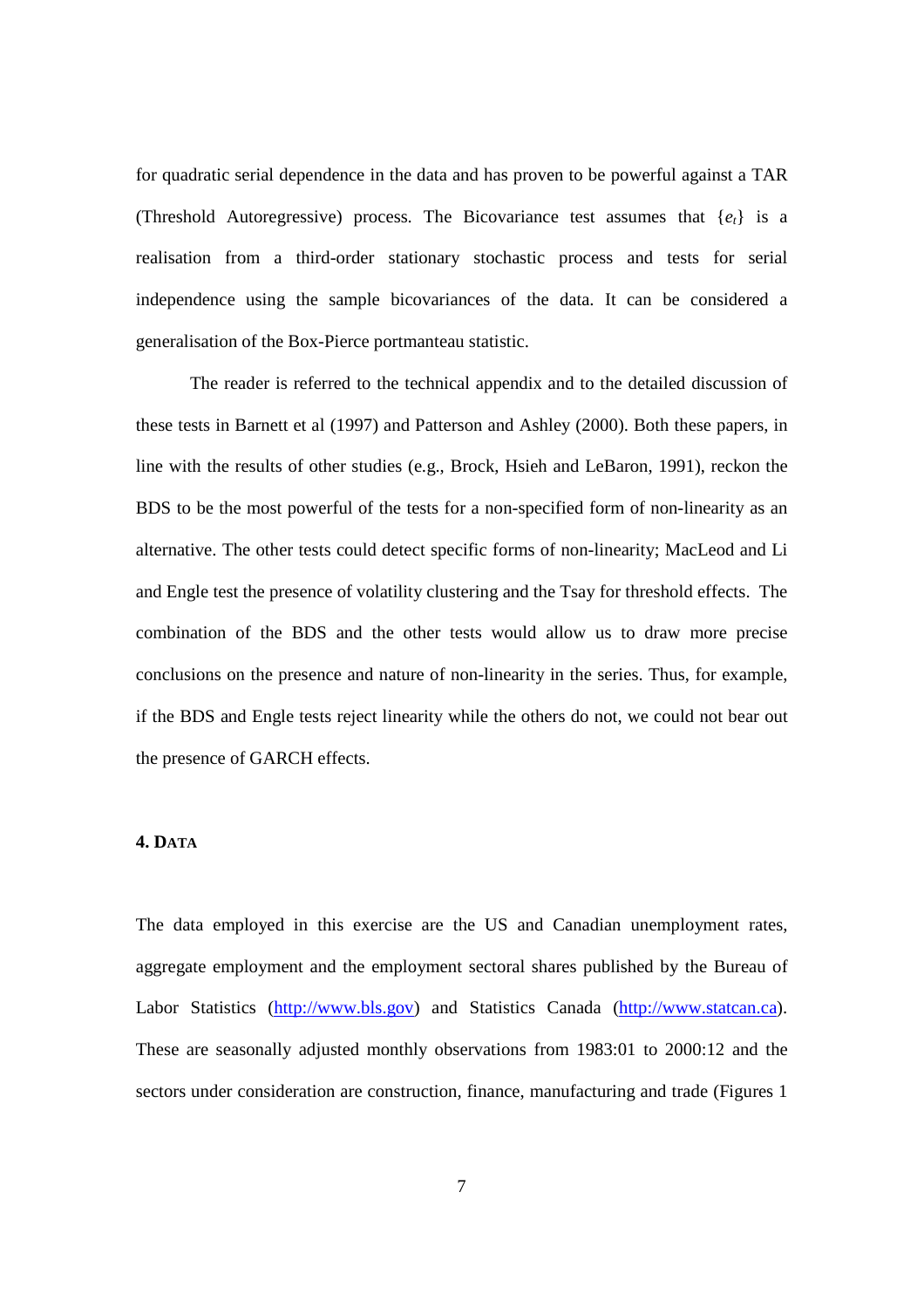for quadratic serial dependence in the data and has proven to be powerful against a TAR (Threshold Autoregressive) process. The Bicovariance test assumes that $\{e_t\}$ is a realisation from a third-order stationary stochastic process and tests for serial independence using the sample bicovariances of the data. It can be considered a generalisation of the Box-Pierce portmanteau statistic.

The reader is referred to the technical appendix and to the detailed discussion of these tests in Barnett et al (1997) and Patterson and Ashley (2000). Both these papers, in line with the results of other studies (e.g., Brock, Hsieh and LeBaron, 1991), reckon the BDS to be the most powerful of the tests for a non-specified form of non-linearity as an alternative. The other tests could detect specific forms of non-linearity; MacLeod and Li and Engle test the presence of volatility clustering and the Tsay for threshold effects. The combination of the BDS and the other tests would allow us to draw more precise conclusions on the presence and nature of non-linearity in the series. Thus, for example, if the BDS and Engle tests reject linearity while the others do not, we could not bear out the presence of GARCH effects.

## 4. DATA

The data employed in this exercise are the US and Canadian unemployment rates, aggregate employment and the employment sectoral shares published by the Bureau of Labor Statistics (http://www.bls.gov) and Statistics Canada (http://www.statcan.ca). These are seasonally adjusted monthly observations from 1983:01 to 2000:12 and the sectors under consideration are construction, finance, manufacturing and trade (Figures 1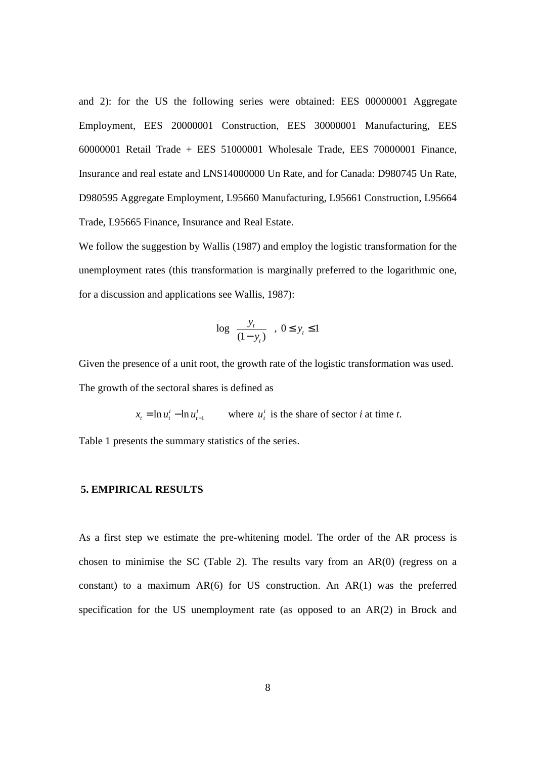and 2): for the US the following series were obtained: EES 00000001 Aggregate Employment, EES 20000001 Construction, EES 30000001 Manufacturing, EES 60000001 Retail Trade + EES 51000001 Wholesale Trade, EES 70000001 Finance, Insurance and real estate and LNS14000000 Un Rate, and for Canada: D980745 Un Rate, D980595 Aggregate Employment, L95660 Manufacturing, L95661 Construction, L95664 Trade, L95665 Finance, Insurance and Real Estate.

We follow the suggestion by Wallis (1987) and employ the logistic transformation for the unemployment rates (this transformation is marginally preferred to the logarithmic one, for a discussion and applications see Wallis, 1987):

$$\log\left(\frac{y_t}{(1-y_t)}\right),\ 0 \le y_t \le 1$$

Given the presence of a unit root, the growth rate of the logistic transformation was used. The growth of the sectoral shares is defined as

$$x_t = \ln u_t^i - \ln u_{t-1}^i \qquad \text{where } u_t^i \text{ is the share of sector } i \text{ at time } t.$$

Table 1 presents the summary statistics of the series.

## 5. EMPIRICAL RESULTS

As a first step we estimate the pre-whitening model. The order of the AR process is chosen to minimise the SC (Table 2). The results vary from an AR(0) (regress on a constant) to a maximum AR(6) for US construction. An AR(1) was the preferred specification for the US unemployment rate (as opposed to an AR(2) in Brock and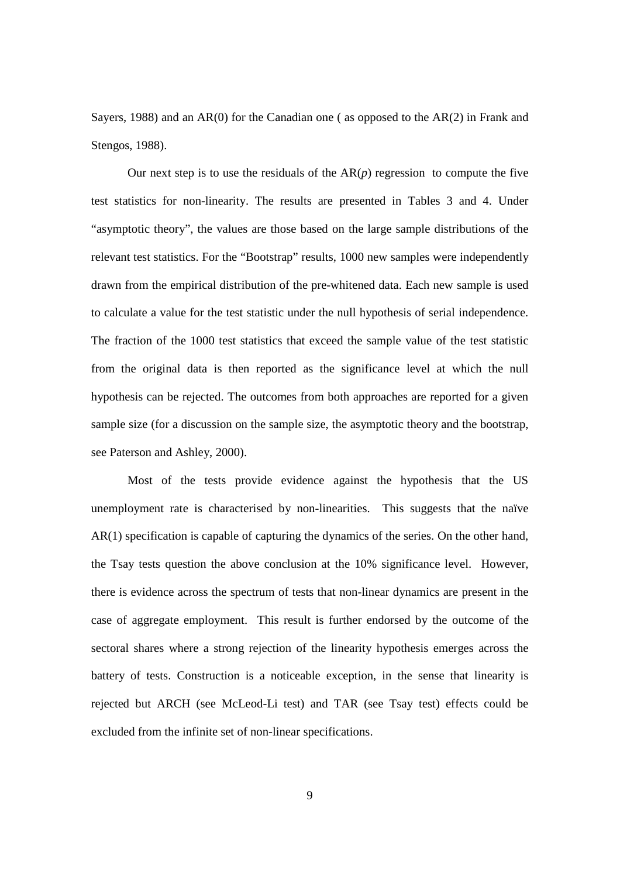Sayers, 1988) and an AR(0) for the Canadian one ( as opposed to the AR(2) in Frank and Stengos, 1988).

Our next step is to use the residuals of the AR($p$) regression to compute the five test statistics for non-linearity. The results are presented in Tables 3 and 4. Under "asymptotic theory", the values are those based on the large sample distributions of the relevant test statistics. For the "Bootstrap" results, 1000 new samples were independently drawn from the empirical distribution of the pre-whitened data. Each new sample is used to calculate a value for the test statistic under the null hypothesis of serial independence. The fraction of the 1000 test statistics that exceed the sample value of the test statistic from the original data is then reported as the significance level at which the null hypothesis can be rejected. The outcomes from both approaches are reported for a given sample size (for a discussion on the sample size, the asymptotic theory and the bootstrap, see Paterson and Ashley, 2000).

Most of the tests provide evidence against the hypothesis that the US unemployment rate is characterised by non-linearities. This suggests that the naïve AR(1) specification is capable of capturing the dynamics of the series. On the other hand, the Tsay tests question the above conclusion at the 10% significance level. However, there is evidence across the spectrum of tests that non-linear dynamics are present in the case of aggregate employment. This result is further endorsed by the outcome of the sectoral shares where a strong rejection of the linearity hypothesis emerges across the battery of tests. Construction is a noticeable exception, in the sense that linearity is rejected but ARCH (see McLeod-Li test) and TAR (see Tsay test) effects could be excluded from the infinite set of non-linear specifications.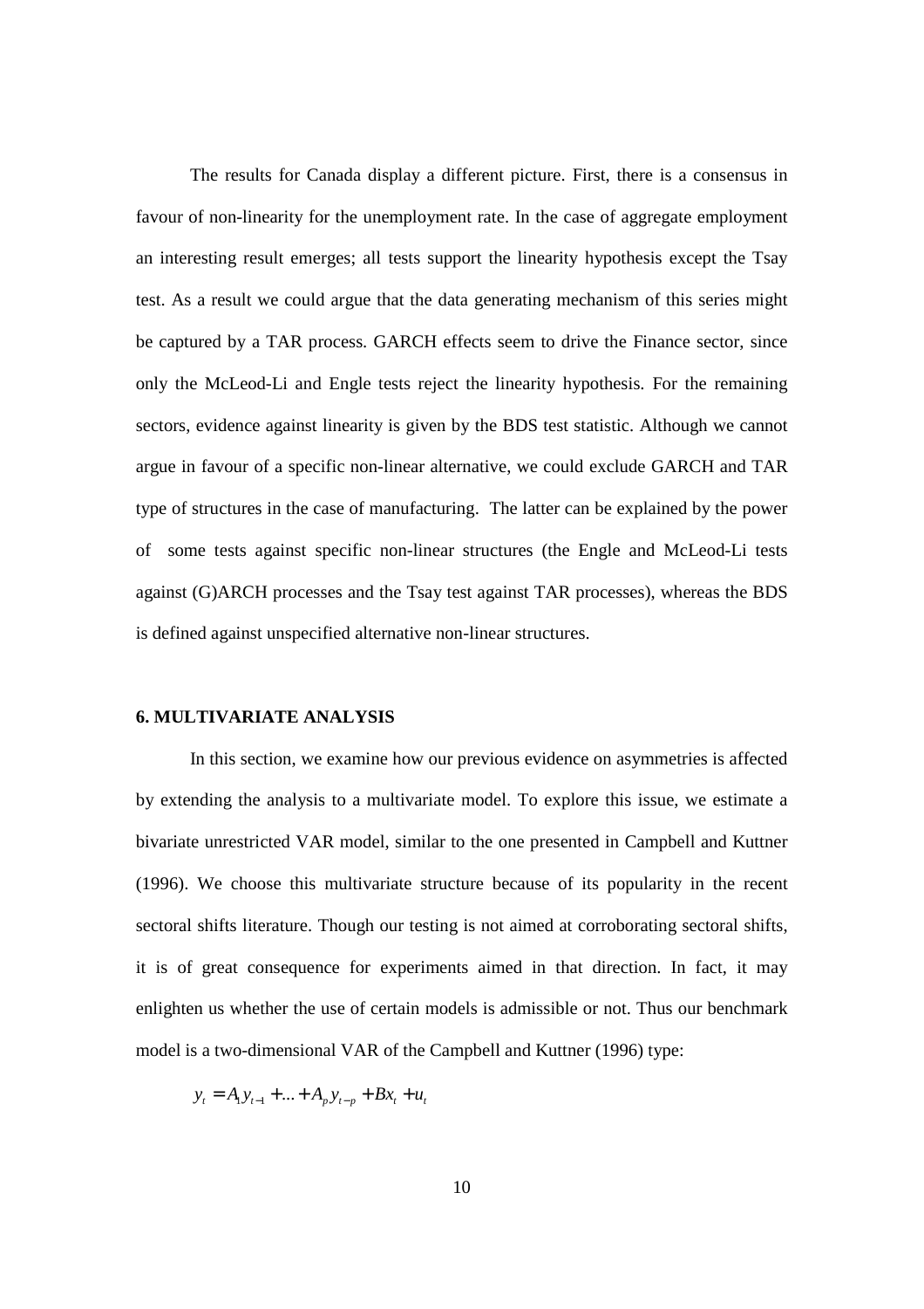The results for Canada display a different picture. First, there is a consensus in favour of non-linearity for the unemployment rate. In the case of aggregate employment an interesting result emerges; all tests support the linearity hypothesis except the Tsay test. As a result we could argue that the data generating mechanism of this series might be captured by a TAR process. GARCH effects seem to drive the Finance sector, since only the McLeod-Li and Engle tests reject the linearity hypothesis. For the remaining sectors, evidence against linearity is given by the BDS test statistic. Although we cannot argue in favour of a specific non-linear alternative, we could exclude GARCH and TAR type of structures in the case of manufacturing. The latter can be explained by the power of some tests against specific non-linear structures (the Engle and McLeod-Li tests against (G)ARCH processes and the Tsay test against TAR processes), whereas the BDS is defined against unspecified alternative non-linear structures.

## 6. MULTIVARIATE ANALYSIS

In this section, we examine how our previous evidence on asymmetries is affected by extending the analysis to a multivariate model. To explore this issue, we estimate a bivariate unrestricted VAR model, similar to the one presented in Campbell and Kuttner (1996). We choose this multivariate structure because of its popularity in the recent sectoral shifts literature. Though our testing is not aimed at corroborating sectoral shifts, it is of great consequence for experiments aimed in that direction. In fact, it may enlighten us whether the use of certain models is admissible or not. Thus our benchmark model is a two-dimensional VAR of the Campbell and Kuttner (1996) type:

$$y_t = A_1 y_{t-1} + ... + A_p y_{t-p} + Bx_t + u_t$$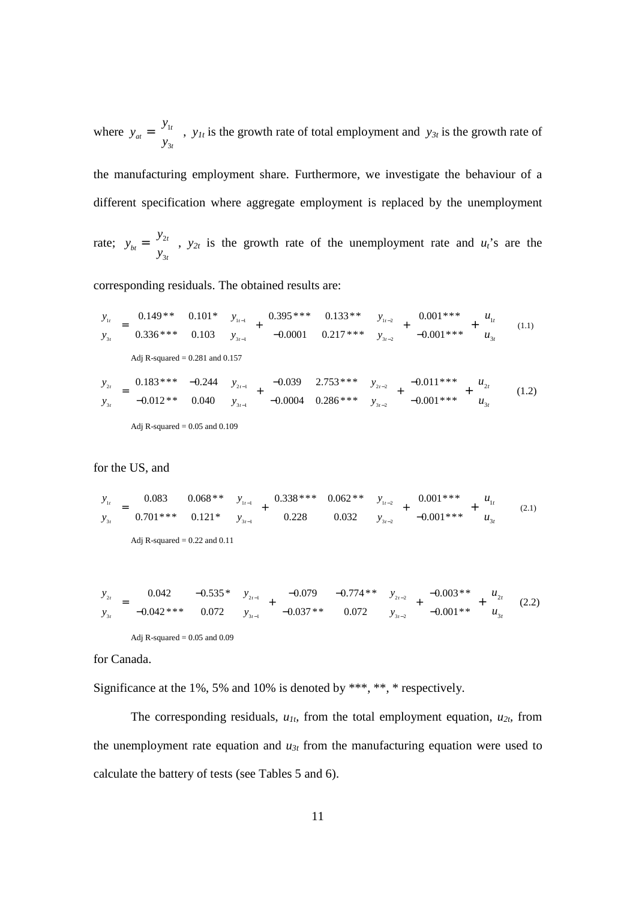where $y_{at} = \begin{pmatrix} y_{1t} \\ y_{3t} \end{pmatrix}$, $y_{1t}$ is the growth rate of total employment and $y_{3t}$ is the growth rate of the manufacturing employment share. Furthermore, we investigate the behaviour of a different specification where aggregate employment is replaced by the unemployment rate; $y_{bt} = \begin{pmatrix} y_{2t} \\ y_{3t} \end{pmatrix}$, $y_{2t}$ is the growth rate of the unemployment rate and $u_t$'s are the corresponding residuals. The obtained results are:

$$\begin{pmatrix} y_{1t} \\ y_{3t} \end{pmatrix} = \begin{pmatrix} 0.149^{**} & 0.101^{*} \\ 0.336^{***} & 0.103 \end{pmatrix} \begin{pmatrix} y_{1t-1} \\ y_{3t-1} \end{pmatrix} + \begin{pmatrix} 0.395^{***} & 0.133^{**} \\ -0.0001 & 0.217^{***} \end{pmatrix} \begin{pmatrix} y_{1t-2} \\ y_{3t-2} \end{pmatrix} + \begin{pmatrix} 0.001^{***} \\ -0.001^{***} \end{pmatrix} + \begin{pmatrix} u_{1t} \\ u_{3t} \end{pmatrix} \quad (1.1)$$

Adj R-squared = 0.281 and 0.157

$$\begin{pmatrix} y_{2t} \\ y_{3t} \end{pmatrix} = \begin{pmatrix} 0.183^{***} & -0.244 \\ -0.012^{**} & 0.040 \end{pmatrix} \begin{pmatrix} y_{2t-1} \\ y_{3t-1} \end{pmatrix} + \begin{pmatrix} -0.039 & 2.753^{***} \\ -0.0004 & 0.286^{***} \end{pmatrix} \begin{pmatrix} y_{2t-2} \\ y_{3t-2} \end{pmatrix} + \begin{pmatrix} -0.011^{***} \\ -0.001^{***} \end{pmatrix} + \begin{pmatrix} u_{2t} \\ u_{3t} \end{pmatrix} \quad (1.2)$$

Adj R-squared = 0.05 and 0.109

for the US, and

$$\begin{pmatrix} y_{1t} \\ y_{3t} \end{pmatrix} = \begin{pmatrix} 0.083 & 0.068^{**} \\ 0.701^{***} & 0.121^{*} \end{pmatrix} \begin{pmatrix} y_{1t-1} \\ y_{3t-1} \end{pmatrix} + \begin{pmatrix} 0.338^{***} & 0.062^{**} \\ 0.228 & 0.032 \end{pmatrix} \begin{pmatrix} y_{1t-2} \\ y_{3t-2} \end{pmatrix} + \begin{pmatrix} 0.001^{***} \\ -0.001^{***} \end{pmatrix} + \begin{pmatrix} u_{1t} \\ u_{3t} \end{pmatrix} \quad (2.1)$$

Adj R-squared = 0.22 and 0.11

$$\begin{pmatrix} y_{2t} \\ y_{3t} \end{pmatrix} = \begin{pmatrix} 0.042 & -0.535^{*} \\ -0.042^{***} & 0.072 \end{pmatrix} \begin{pmatrix} y_{2t-1} \\ y_{3t-1} \end{pmatrix} + \begin{pmatrix} -0.079 & -0.774^{**} \\ -0.037^{**} & 0.072 \end{pmatrix} \begin{pmatrix} y_{2t-2} \\ y_{3t-2} \end{pmatrix} + \begin{pmatrix} -0.003^{**} \\ -0.001^{**} \end{pmatrix} + \begin{pmatrix} u_{2t} \\ u_{3t} \end{pmatrix} \quad (2.2)$$

Adj R-squared = 0.05 and 0.09

for Canada.

Significance at the 1%, 5% and 10% is denoted by ***, **, * respectively.

The corresponding residuals, $u_{1t}$, from the total employment equation, $u_{2t}$, from the unemployment rate equation and $u_{3t}$ from the manufacturing equation were used to calculate the battery of tests (see Tables 5 and 6).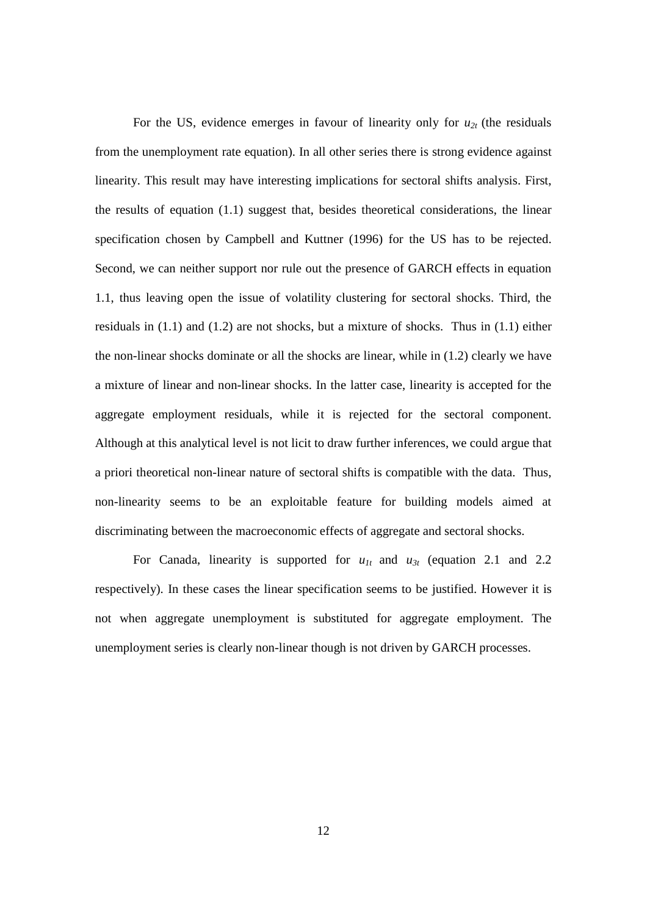For the US, evidence emerges in favour of linearity only for $u_{2t}$ (the residuals from the unemployment rate equation). In all other series there is strong evidence against linearity. This result may have interesting implications for sectoral shifts analysis. First, the results of equation (1.1) suggest that, besides theoretical considerations, the linear specification chosen by Campbell and Kuttner (1996) for the US has to be rejected. Second, we can neither support nor rule out the presence of GARCH effects in equation 1.1, thus leaving open the issue of volatility clustering for sectoral shocks. Third, the residuals in (1.1) and (1.2) are not shocks, but a mixture of shocks. Thus in (1.1) either the non-linear shocks dominate or all the shocks are linear, while in (1.2) clearly we have a mixture of linear and non-linear shocks. In the latter case, linearity is accepted for the aggregate employment residuals, while it is rejected for the sectoral component. Although at this analytical level is not licit to draw further inferences, we could argue that a priori theoretical non-linear nature of sectoral shifts is compatible with the data. Thus, non-linearity seems to be an exploitable feature for building models aimed at discriminating between the macroeconomic effects of aggregate and sectoral shocks.

For Canada, linearity is supported for $u_{1t}$ and $u_{3t}$ (equation 2.1 and 2.2 respectively). In these cases the linear specification seems to be justified. However it is not when aggregate unemployment is substituted for aggregate employment. The unemployment series is clearly non-linear though is not driven by GARCH processes.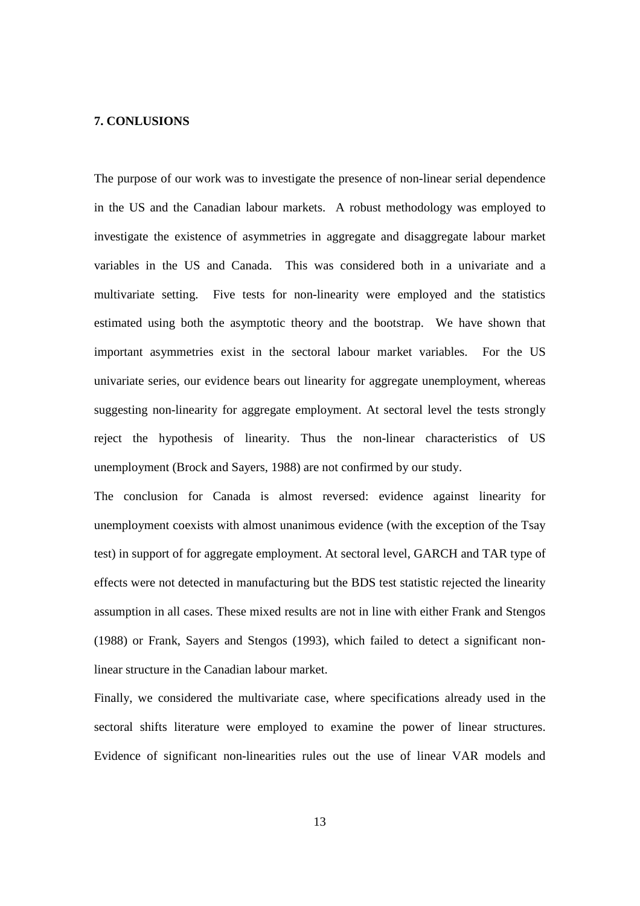## 7. CONLUSIONS

The purpose of our work was to investigate the presence of non-linear serial dependence in the US and the Canadian labour markets. A robust methodology was employed to investigate the existence of asymmetries in aggregate and disaggregate labour market variables in the US and Canada. This was considered both in a univariate and a multivariate setting. Five tests for non-linearity were employed and the statistics estimated using both the asymptotic theory and the bootstrap. We have shown that important asymmetries exist in the sectoral labour market variables. For the US univariate series, our evidence bears out linearity for aggregate unemployment, whereas suggesting non-linearity for aggregate employment. At sectoral level the tests strongly reject the hypothesis of linearity. Thus the non-linear characteristics of US unemployment (Brock and Sayers, 1988) are not confirmed by our study.

The conclusion for Canada is almost reversed: evidence against linearity for unemployment coexists with almost unanimous evidence (with the exception of the Tsay test) in support of for aggregate employment. At sectoral level, GARCH and TAR type of effects were not detected in manufacturing but the BDS test statistic rejected the linearity assumption in all cases. These mixed results are not in line with either Frank and Stengos (1988) or Frank, Sayers and Stengos (1993), which failed to detect a significant non-linear structure in the Canadian labour market.

Finally, we considered the multivariate case, where specifications already used in the sectoral shifts literature were employed to examine the power of linear structures. Evidence of significant non-linearities rules out the use of linear VAR models and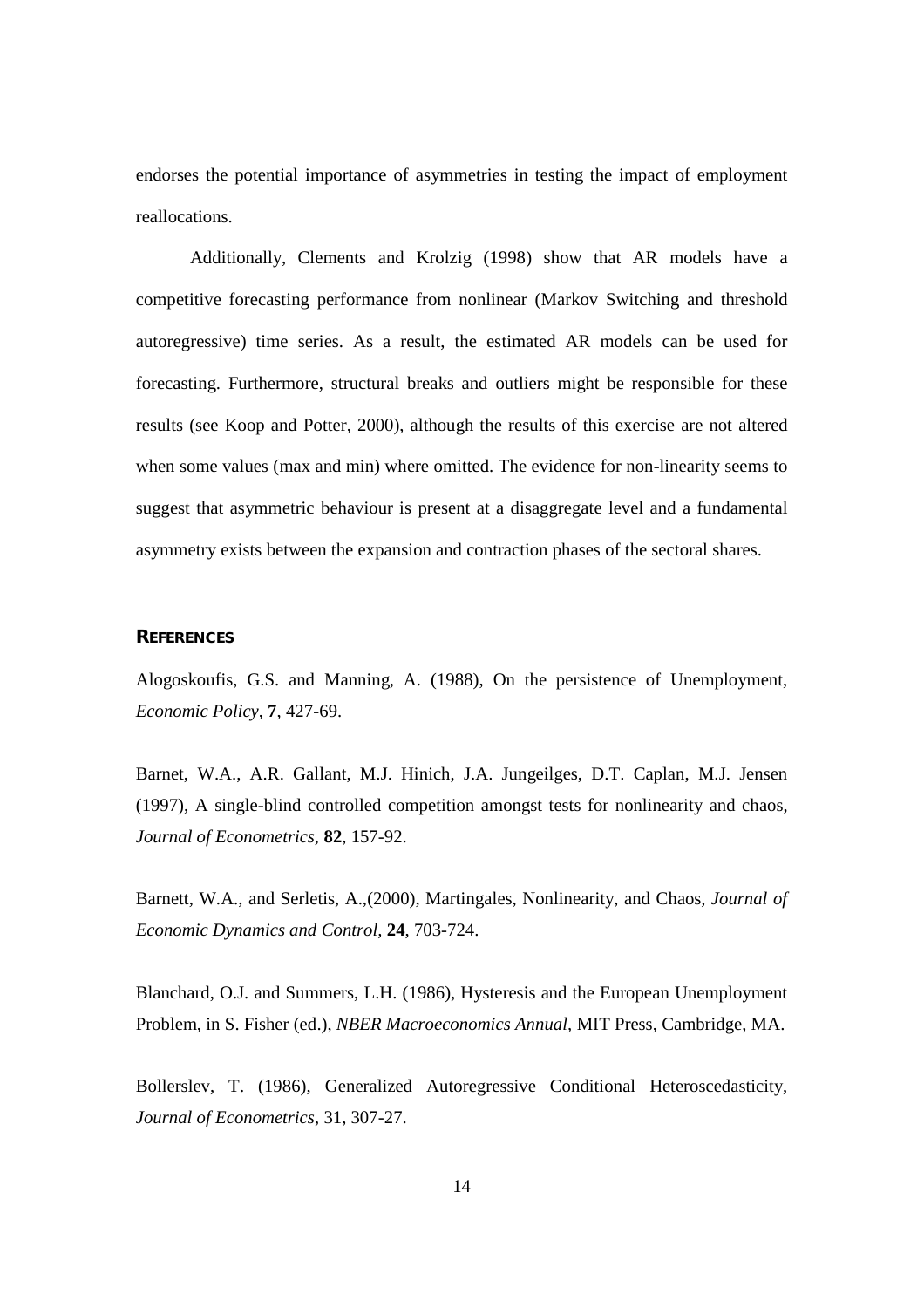endorses the potential importance of asymmetries in testing the impact of employment reallocations.

Additionally, Clements and Krolzig (1998) show that AR models have a competitive forecasting performance from nonlinear (Markov Switching and threshold autoregressive) time series. As a result, the estimated AR models can be used for forecasting. Furthermore, structural breaks and outliers might be responsible for these results (see Koop and Potter, 2000), although the results of this exercise are not altered when some values (max and min) where omitted. The evidence for non-linearity seems to suggest that asymmetric behaviour is present at a disaggregate level and a fundamental asymmetry exists between the expansion and contraction phases of the sectoral shares.

## REFERENCES

Alogoskoufis, G.S. and Manning, A. (1988), On the persistence of Unemployment, *Economic Policy*, **7**, 427-69.

Barnet, W.A., A.R. Gallant, M.J. Hinich, J.A. Jungeilges, D.T. Caplan, M.J. Jensen (1997), A single-blind controlled competition amongst tests for nonlinearity and chaos, *Journal of Econometrics*, **82**, 157-92.

Barnett, W.A., and Serletis, A.,(2000), Martingales, Nonlinearity, and Chaos, *Journal of Economic Dynamics and Control*, **24**, 703-724.

Blanchard, O.J. and Summers, L.H. (1986), Hysteresis and the European Unemployment Problem, in S. Fisher (ed.), *NBER Macroeconomics Annual*, MIT Press, Cambridge, MA.

Bollerslev, T. (1986), Generalized Autoregressive Conditional Heteroscedasticity, *Journal of Econometrics*, 31, 307-27.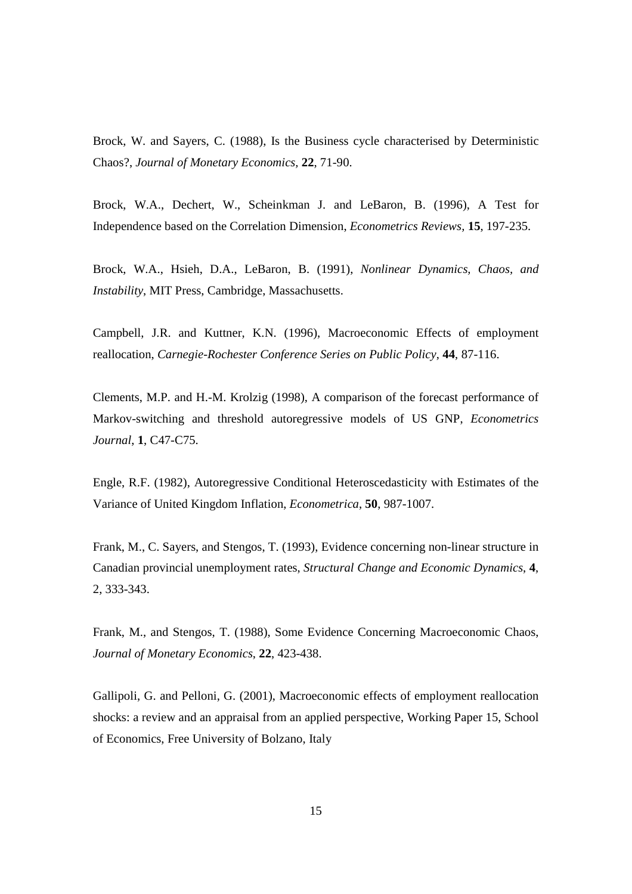Brock, W. and Sayers, C. (1988), Is the Business cycle characterised by Deterministic Chaos?, *Journal of Monetary Economics*, **22**, 71-90.

Brock, W.A., Dechert, W., Scheinkman J. and LeBaron, B. (1996), A Test for Independence based on the Correlation Dimension, *Econometrics Reviews*, **15**, 197-235.

Brock, W.A., Hsieh, D.A., LeBaron, B. (1991), *Nonlinear Dynamics, Chaos, and Instability*, MIT Press, Cambridge, Massachusetts.

Campbell, J.R. and Kuttner, K.N. (1996), Macroeconomic Effects of employment reallocation, *Carnegie-Rochester Conference Series on Public Policy*, **44**, 87-116.

Clements, M.P. and H.-M. Krolzig (1998), A comparison of the forecast performance of Markov-switching and threshold autoregressive models of US GNP, *Econometrics Journal*, **1**, C47-C75.

Engle, R.F. (1982), Autoregressive Conditional Heteroscedasticity with Estimates of the Variance of United Kingdom Inflation, *Econometrica*, **50**, 987-1007.

Frank, M., C. Sayers, and Stengos, T. (1993), Evidence concerning non-linear structure in Canadian provincial unemployment rates, *Structural Change and Economic Dynamics*, **4**, 2, 333-343.

Frank, M., and Stengos, T. (1988), Some Evidence Concerning Macroeconomic Chaos, *Journal of Monetary Economics*, **22**, 423-438.

Gallipoli, G. and Pelloni, G. (2001), Macroeconomic effects of employment reallocation shocks: a review and an appraisal from an applied perspective, Working Paper 15, School of Economics, Free University of Bolzano, Italy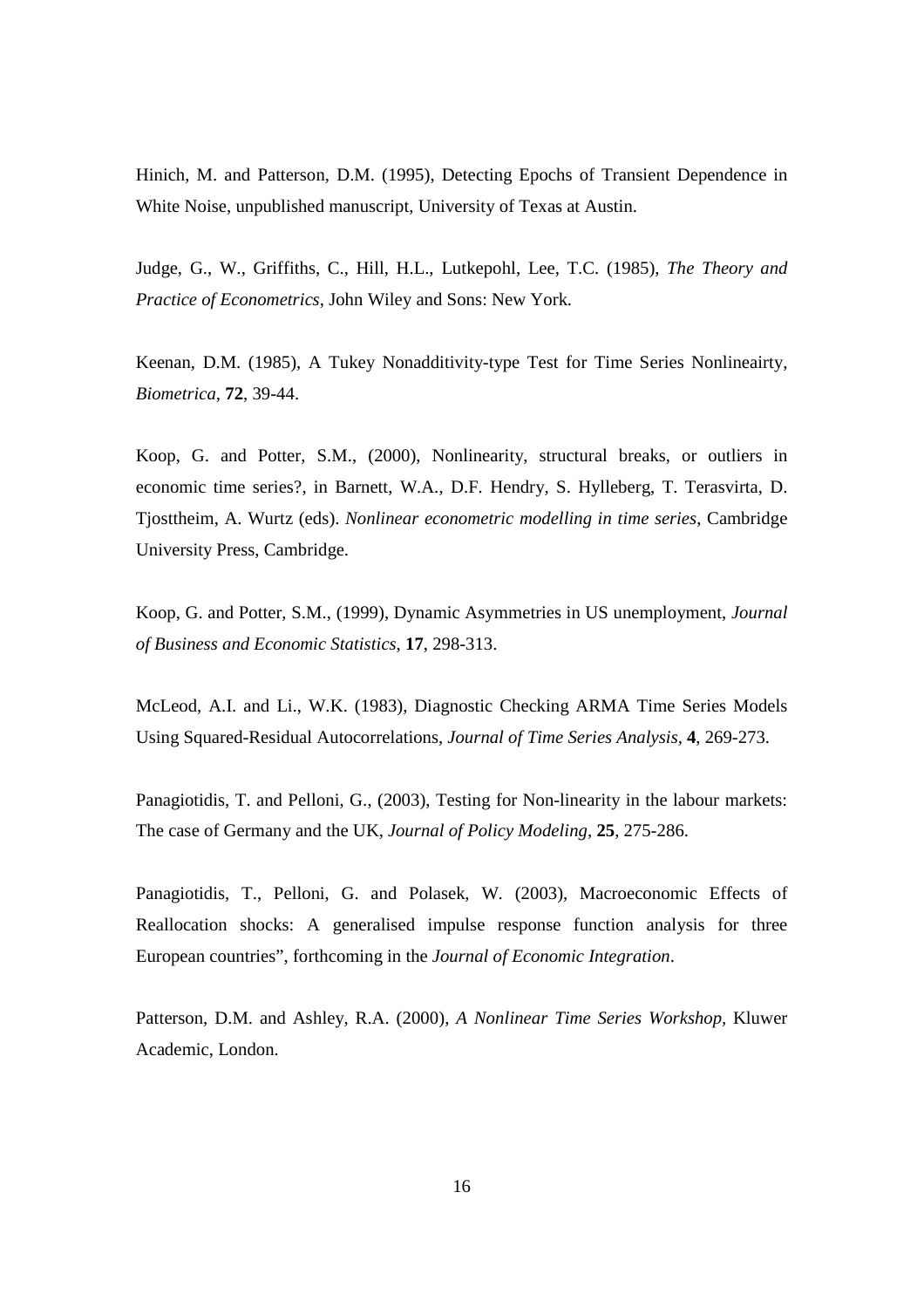Hinich, M. and Patterson, D.M. (1995), Detecting Epochs of Transient Dependence in White Noise, unpublished manuscript, University of Texas at Austin.

Judge, G., W., Griffiths, C., Hill, H.L., Lutkepohl, Lee, T.C. (1985), *The Theory and Practice of Econometrics*, John Wiley and Sons: New York.

Keenan, D.M. (1985), A Tukey Nonadditivity-type Test for Time Series Nonlineairty, *Biometrica*, **72**, 39-44.

Koop, G. and Potter, S.M., (2000), Nonlinearity, structural breaks, or outliers in economic time series?, in Barnett, W.A., D.F. Hendry, S. Hylleberg, T. Terasvirta, D. Tjosttheim, A. Wurtz (eds). *Nonlinear econometric modelling in time series*, Cambridge University Press, Cambridge.

Koop, G. and Potter, S.M., (1999), Dynamic Asymmetries in US unemployment, *Journal of Business and Economic Statistics*, **17**, 298-313.

McLeod, A.I. and Li., W.K. (1983), Diagnostic Checking ARMA Time Series Models Using Squared-Residual Autocorrelations, *Journal of Time Series Analysis*, **4**, 269-273.

Panagiotidis, T. and Pelloni, G., (2003), Testing for Non-linearity in the labour markets: The case of Germany and the UK, *Journal of Policy Modeling*, **25**, 275-286.

Panagiotidis, T., Pelloni, G. and Polasek, W. (2003), Macroeconomic Effects of Reallocation shocks: A generalised impulse response function analysis for three European countries", forthcoming in the *Journal of Economic Integration*.

Patterson, D.M. and Ashley, R.A. (2000), *A Nonlinear Time Series Workshop*, Kluwer Academic, London.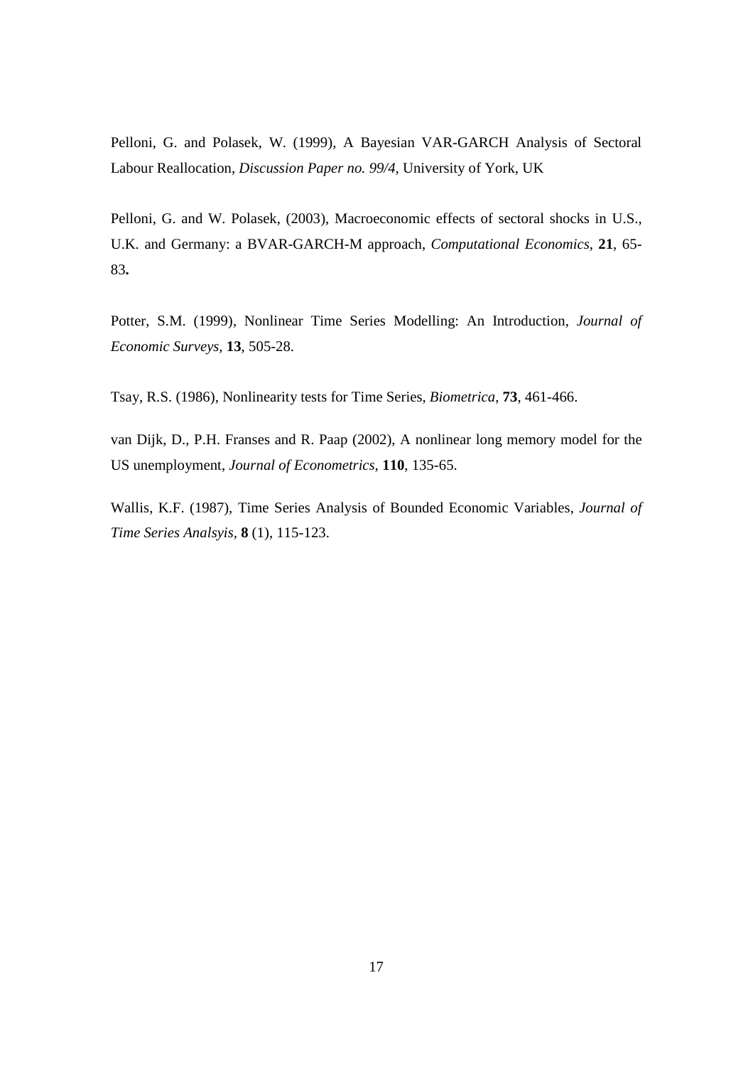Pelloni, G. and Polasek, W. (1999), A Bayesian VAR-GARCH Analysis of Sectoral Labour Reallocation, *Discussion Paper no. 99/4*, University of York, UK

Pelloni, G. and W. Polasek, (2003), Macroeconomic effects of sectoral shocks in U.S., U.K. and Germany: a BVAR-GARCH-M approach, *Computational Economics*, **21**, 65-83**.**

Potter, S.M. (1999), Nonlinear Time Series Modelling: An Introduction, *Journal of Economic Surveys*, **13**, 505-28.

Tsay, R.S. (1986), Nonlinearity tests for Time Series, *Biometrica*, **73**, 461-466.

van Dijk, D., P.H. Franses and R. Paap (2002), A nonlinear long memory model for the US unemployment, *Journal of Econometrics*, **110**, 135-65.

Wallis, K.F. (1987), Time Series Analysis of Bounded Economic Variables, *Journal of Time Series Analsyis*, **8** (1), 115-123.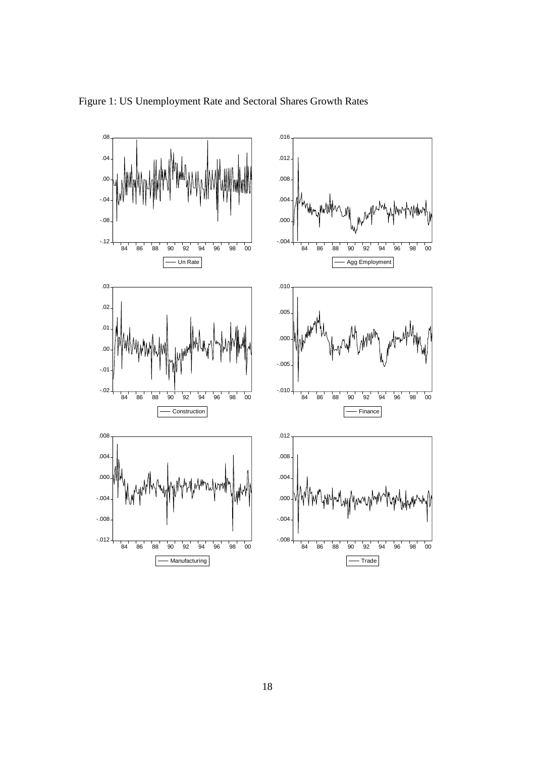Figure 1: US Unemployment Rate and Sectoral Shares Growth Rates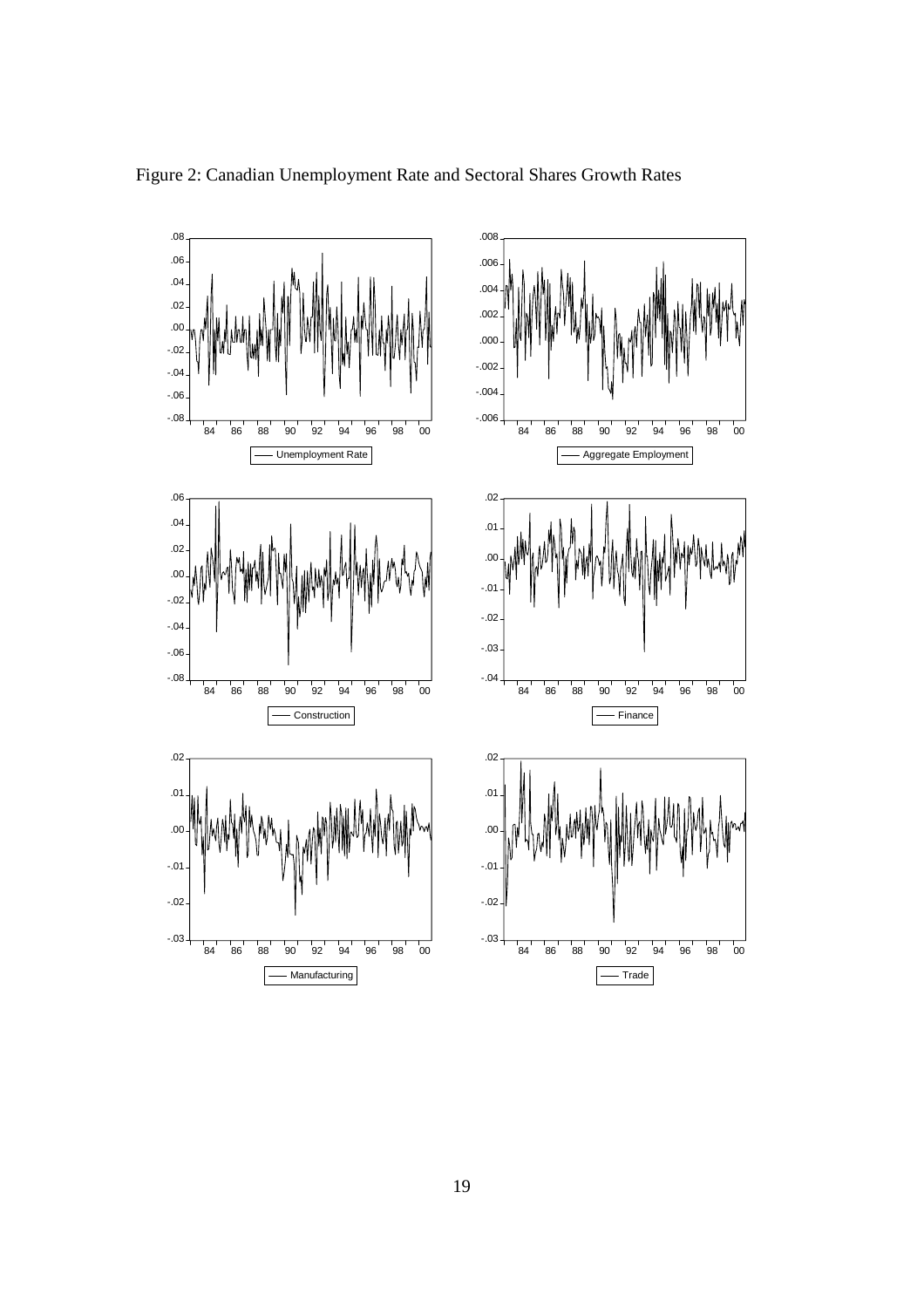Figure 2: Canadian Unemployment Rate and Sectoral Shares Growth Rates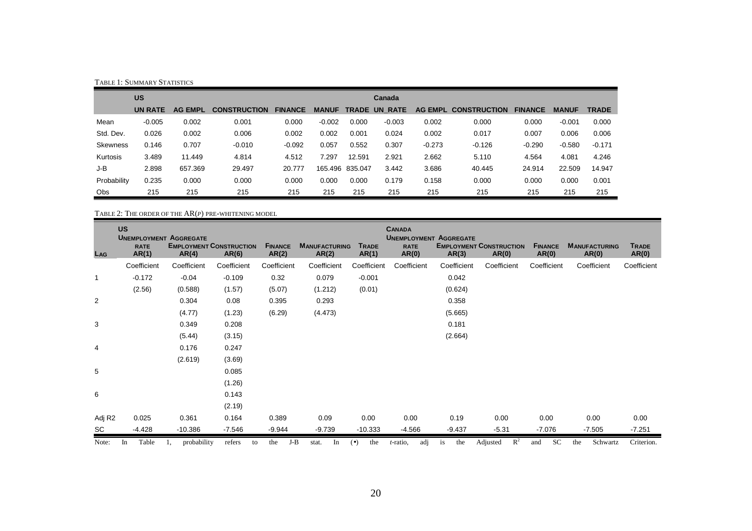TABLE 1: SUMMARY STATISTICS

| | US | | | | | | Canada | | | | | |
|---|---|---|---|---|---|---|---|---|---|---|---|---|
| | UN RATE | AG EMPL | CONSTRUCTION | FINANCE | MANUF | TRADE | UN_RATE | AG EMPL | CONSTRUCTION | FINANCE | MANUF | TRADE |
| Mean | -0.005 | 0.002 | 0.001 | 0.000 | -0.002 | 0.000 | -0.003 | 0.002 | 0.000 | 0.000 | -0.001 | 0.000 |
| Std. Dev. | 0.026 | 0.002 | 0.006 | 0.002 | 0.002 | 0.001 | 0.024 | 0.002 | 0.017 | 0.007 | 0.006 | 0.006 |
| Skewness | 0.146 | 0.707 | -0.010 | -0.092 | 0.057 | 0.552 | 0.307 | -0.273 | -0.126 | -0.290 | -0.580 | -0.171 |
| Kurtosis | 3.489 | 11.449 | 4.814 | 4.512 | 7.297 | 12.591 | 2.921 | 2.662 | 5.110 | 4.564 | 4.081 | 4.246 |
| J-B | 2.898 | 657.369 | 29.497 | 20.777 | 165.496 | 835.047 | 3.442 | 3.686 | 40.445 | 24.914 | 22.509 | 14.947 |
| Probability | 0.235 | 0.000 | 0.000 | 0.000 | 0.000 | 0.000 | 0.179 | 0.158 | 0.000 | 0.000 | 0.000 | 0.001 |
| Obs | 215 | 215 | 215 | 215 | 215 | 215 | 215 | 215 | 215 | 215 | 215 | 215 |

TABLE 2: THE ORDER OF THE AR($P$) PRE-WHITENING MODEL

| | US | | | | | | CANADA | | | | | |
|---|---|---|---|---|---|---|---|---|---|---|---|---|
| LAG | UNEMPLOYMENT RATE AR(1) | AGGREGATE EMPLOYMENT AR(4) | CONSTRUCTION AR(6) | FINANCE AR(2) | MANUFACTURING AR(2) | TRADE AR(1) | UNEMPLOYMENT RATE AR(0) | AGGREGATE EMPLOYMENT AR(3) | CONSTRUCTION AR(0) | FINANCE AR(0) | MANUFACTURING AR(0) | TRADE AR(0) |
| | Coefficient | Coefficient | Coefficient | Coefficient | Coefficient | Coefficient | Coefficient | Coefficient | Coefficient | Coefficient | Coefficient | Coefficient |
| 1 | -0.172 | -0.04 | -0.109 | 0.32 | 0.079 | -0.001 | | 0.042 | | | | |
| | (2.56) | (0.588) | (1.57) | (5.07) | (1.212) | (0.01) | | (0.624) | | | | |
| 2 | | 0.304 | 0.08 | 0.395 | 0.293 | | | 0.358 | | | | |
| | | (4.77) | (1.23) | (6.29) | (4.473) | | | (5.665) | | | | |
| 3 | | 0.349 | 0.208 | | | | | 0.181 | | | | |
| | | (5.44) | (3.15) | | | | | (2.664) | | | | |
| 4 | | 0.176 | 0.247 | | | | | | | | | |
| | | (2.619) | (3.69) | | | | | | | | | |
| 5 | | | 0.085 | | | | | | | | | |
| | | | (1.26) | | | | | | | | | |
| 6 | | | 0.143 | | | | | | | | | |
| | | | (2.19) | | | | | | | | | |
| Adj R2 | 0.025 | 0.361 | 0.164 | 0.389 | 0.09 | 0.00 | 0.00 | 0.19 | 0.00 | 0.00 | 0.00 | 0.00 |
| SC | -4.428 | -10.386 | -7.546 | -9.944 | -9.739 | -10.333 | -4.566 | -9.437 | -5.31 | -7.076 | -7.505 | -7.251 |

Note: In Table 1, probability refers to the J-B stat. In (•) the $t$-ratio, adj is the Adjusted $R^2$ and SC the Schwartz Criterion.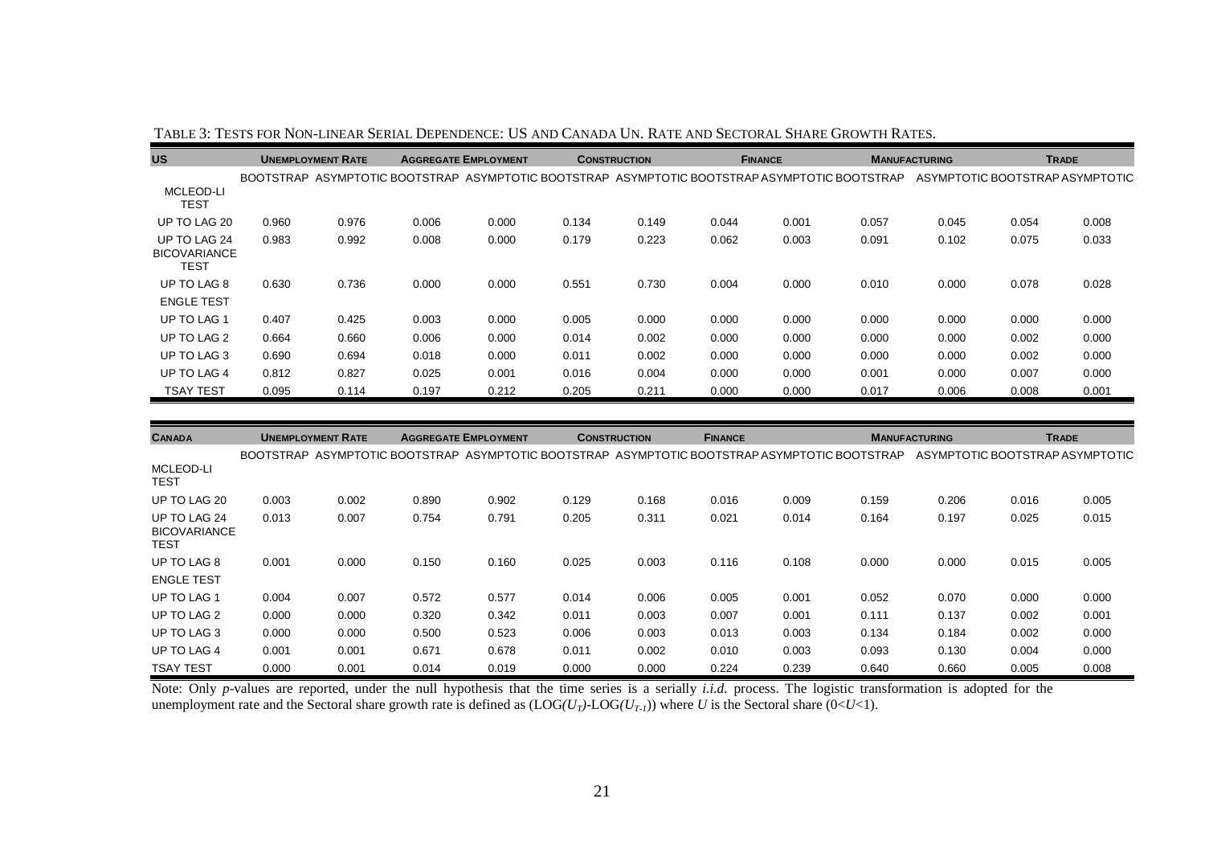TABLE 3: TESTS FOR NON-LINEAR SERIAL DEPENDENCE: US AND CANADA UN. RATE AND SECTORAL SHARE GROWTH RATES.

| **US** | **UNEMPLOYMENT RATE** | | **AGGREGATE EMPLOYMENT** | | **CONSTRUCTION** | | **FINANCE** | | **MANUFACTURING** | | **TRADE** | |
|---|---|---|---|---|---|---|---|---|---|---|---|---|
| | BOOTSTRAP | ASYMPTOTIC | BOOTSTRAP | ASYMPTOTIC | BOOTSTRAP | ASYMPTOTIC | BOOTSTRAP | ASYMPTOTIC | BOOTSTRAP | ASYMPTOTIC | BOOTSTRAP | ASYMPTOTIC |
| MCLEOD-LI TEST | | | | | | | | | | | | |
| UP TO LAG 20 | 0.960 | 0.976 | 0.006 | 0.000 | 0.134 | 0.149 | 0.044 | 0.001 | 0.057 | 0.045 | 0.054 | 0.008 |
| UP TO LAG 24 | 0.983 | 0.992 | 0.008 | 0.000 | 0.179 | 0.223 | 0.062 | 0.003 | 0.091 | 0.102 | 0.075 | 0.033 |
| BICOVARIANCE TEST | | | | | | | | | | | | |
| UP TO LAG 8 | 0.630 | 0.736 | 0.000 | 0.000 | 0.551 | 0.730 | 0.004 | 0.000 | 0.010 | 0.000 | 0.078 | 0.028 |
| ENGLE TEST | | | | | | | | | | | | |
| UP TO LAG 1 | 0.407 | 0.425 | 0.003 | 0.000 | 0.005 | 0.000 | 0.000 | 0.000 | 0.000 | 0.000 | 0.000 | 0.000 |
| UP TO LAG 2 | 0.664 | 0.660 | 0.006 | 0.000 | 0.014 | 0.002 | 0.000 | 0.000 | 0.000 | 0.000 | 0.002 | 0.000 |
| UP TO LAG 3 | 0.690 | 0.694 | 0.018 | 0.000 | 0.011 | 0.002 | 0.000 | 0.000 | 0.000 | 0.000 | 0.002 | 0.000 |
| UP TO LAG 4 | 0.812 | 0.827 | 0.025 | 0.001 | 0.016 | 0.004 | 0.000 | 0.000 | 0.001 | 0.000 | 0.007 | 0.000 |
| TSAY TEST | 0.095 | 0.114 | 0.197 | 0.212 | 0.205 | 0.211 | 0.000 | 0.000 | 0.017 | 0.006 | 0.008 | 0.001 |

| **CANADA** | **UNEMPLOYMENT RATE** | | **AGGREGATE EMPLOYMENT** | | **CONSTRUCTION** | | **FINANCE** | | **MANUFACTURING** | | **TRADE** | |
|---|---|---|---|---|---|---|---|---|---|---|---|---|
| | BOOTSTRAP | ASYMPTOTIC | BOOTSTRAP | ASYMPTOTIC | BOOTSTRAP | ASYMPTOTIC | BOOTSTRAP | ASYMPTOTIC | BOOTSTRAP | ASYMPTOTIC | BOOTSTRAP | ASYMPTOTIC |
| MCLEOD-LI TEST | | | | | | | | | | | | |
| UP TO LAG 20 | 0.003 | 0.002 | 0.890 | 0.902 | 0.129 | 0.168 | 0.016 | 0.009 | 0.159 | 0.206 | 0.016 | 0.005 |
| UP TO LAG 24 | 0.013 | 0.007 | 0.754 | 0.791 | 0.205 | 0.311 | 0.021 | 0.014 | 0.164 | 0.197 | 0.025 | 0.015 |
| BICOVARIANCE TEST | | | | | | | | | | | | |
| UP TO LAG 8 | 0.001 | 0.000 | 0.150 | 0.160 | 0.025 | 0.003 | 0.116 | 0.108 | 0.000 | 0.000 | 0.015 | 0.005 |
| ENGLE TEST | | | | | | | | | | | | |
| UP TO LAG 1 | 0.004 | 0.007 | 0.572 | 0.577 | 0.014 | 0.006 | 0.005 | 0.001 | 0.052 | 0.070 | 0.000 | 0.000 |
| UP TO LAG 2 | 0.000 | 0.000 | 0.320 | 0.342 | 0.011 | 0.003 | 0.007 | 0.001 | 0.111 | 0.137 | 0.002 | 0.001 |
| UP TO LAG 3 | 0.000 | 0.000 | 0.500 | 0.523 | 0.006 | 0.003 | 0.013 | 0.003 | 0.134 | 0.184 | 0.002 | 0.000 |
| UP TO LAG 4 | 0.001 | 0.001 | 0.671 | 0.678 | 0.011 | 0.002 | 0.010 | 0.003 | 0.093 | 0.130 | 0.004 | 0.000 |
| TSAY TEST | 0.000 | 0.001 | 0.014 | 0.019 | 0.000 | 0.000 | 0.224 | 0.239 | 0.640 | 0.660 | 0.005 | 0.008 |

Note: Only *p*-values are reported, under the null hypothesis that the time series is a serially *i.i.d.* process. The logistic transformation is adopted for the unemployment rate and the Sectoral share growth rate is defined as $(\mathrm{LOG}(U_T)-\mathrm{LOG}(U_{T-1}))$ where $U$ is the Sectoral share $(0<U<1)$.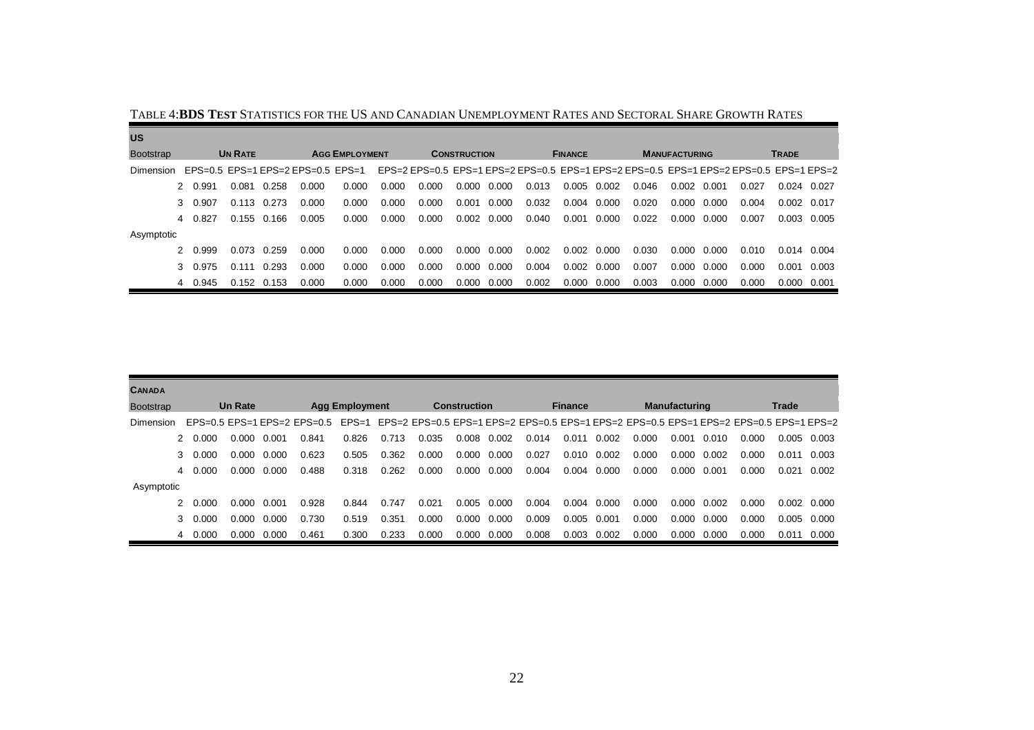TABLE 4: **BDS TEST** STATISTICS FOR THE US AND CANADIAN UNEMPLOYMENT RATES AND SECTORAL SHARE GROWTH RATES

| **US** | | | | | | | | | | | | | | | | | | |
|---|---|---|---|---|---|---|---|---|---|---|---|---|---|---|---|---|---|---|
| Bootstrap | **Un Rate** | | | **Agg Employment** | | | **Construction** | | | **Finance** | | | **Manufacturing** | | | **Trade** | | |
| Dimension | EPS=0.5 | EPS=1 | EPS=2 | EPS=0.5 | EPS=1 | EPS=2 | EPS=0.5 | EPS=1 | EPS=2 | EPS=0.5 | EPS=1 | EPS=2 | EPS=0.5 | EPS=1 | EPS=2 | EPS=0.5 | EPS=1 | EPS=2 |
| 2 | 0.991 | 0.081 | 0.258 | 0.000 | 0.000 | 0.000 | 0.000 | 0.000 | 0.000 | 0.013 | 0.005 | 0.002 | 0.046 | 0.002 | 0.001 | 0.027 | 0.024 | 0.027 |
| 3 | 0.907 | 0.113 | 0.273 | 0.000 | 0.000 | 0.000 | 0.000 | 0.001 | 0.000 | 0.032 | 0.004 | 0.000 | 0.020 | 0.000 | 0.000 | 0.004 | 0.002 | 0.017 |
| 4 | 0.827 | 0.155 | 0.166 | 0.005 | 0.000 | 0.000 | 0.000 | 0.002 | 0.000 | 0.040 | 0.001 | 0.000 | 0.022 | 0.000 | 0.000 | 0.007 | 0.003 | 0.005 |
| Asymptotic | | | | | | | | | | | | | | | | | | |
| 2 | 0.999 | 0.073 | 0.259 | 0.000 | 0.000 | 0.000 | 0.000 | 0.000 | 0.000 | 0.002 | 0.002 | 0.000 | 0.030 | 0.000 | 0.000 | 0.010 | 0.014 | 0.004 |
| 3 | 0.975 | 0.111 | 0.293 | 0.000 | 0.000 | 0.000 | 0.000 | 0.000 | 0.000 | 0.004 | 0.002 | 0.000 | 0.007 | 0.000 | 0.000 | 0.000 | 0.001 | 0.003 |
| 4 | 0.945 | 0.152 | 0.153 | 0.000 | 0.000 | 0.000 | 0.000 | 0.000 | 0.000 | 0.002 | 0.000 | 0.000 | 0.003 | 0.000 | 0.000 | 0.000 | 0.000 | 0.001 |

| **Canada** | | | | | | | | | | | | | | | | | | |
|---|---|---|---|---|---|---|---|---|---|---|---|---|---|---|---|---|---|---|
| Bootstrap | **Un Rate** | | | **Agg Employment** | | | **Construction** | | | **Finance** | | | **Manufacturing** | | | **Trade** | | |
| Dimension | EPS=0.5 | EPS=1 | EPS=2 | EPS=0.5 | EPS=1 | EPS=2 | EPS=0.5 | EPS=1 | EPS=2 | EPS=0.5 | EPS=1 | EPS=2 | EPS=0.5 | EPS=1 | EPS=2 | EPS=0.5 | EPS=1 | EPS=2 |
| 2 | 0.000 | 0.000 | 0.001 | 0.841 | 0.826 | 0.713 | 0.035 | 0.008 | 0.002 | 0.014 | 0.011 | 0.002 | 0.000 | 0.001 | 0.010 | 0.000 | 0.005 | 0.003 |
| 3 | 0.000 | 0.000 | 0.000 | 0.623 | 0.505 | 0.362 | 0.000 | 0.000 | 0.000 | 0.027 | 0.010 | 0.002 | 0.000 | 0.000 | 0.002 | 0.000 | 0.011 | 0.003 |
| 4 | 0.000 | 0.000 | 0.000 | 0.488 | 0.318 | 0.262 | 0.000 | 0.000 | 0.000 | 0.004 | 0.004 | 0.000 | 0.000 | 0.000 | 0.001 | 0.000 | 0.021 | 0.002 |
| Asymptotic | | | | | | | | | | | | | | | | | | |
| 2 | 0.000 | 0.000 | 0.001 | 0.928 | 0.844 | 0.747 | 0.021 | 0.005 | 0.000 | 0.004 | 0.004 | 0.000 | 0.000 | 0.000 | 0.002 | 0.000 | 0.002 | 0.000 |
| 3 | 0.000 | 0.000 | 0.000 | 0.730 | 0.519 | 0.351 | 0.000 | 0.000 | 0.000 | 0.009 | 0.005 | 0.001 | 0.000 | 0.000 | 0.000 | 0.000 | 0.005 | 0.000 |
| 4 | 0.000 | 0.000 | 0.000 | 0.461 | 0.300 | 0.233 | 0.000 | 0.000 | 0.000 | 0.008 | 0.003 | 0.002 | 0.000 | 0.000 | 0.000 | 0.000 | 0.011 | 0.000 |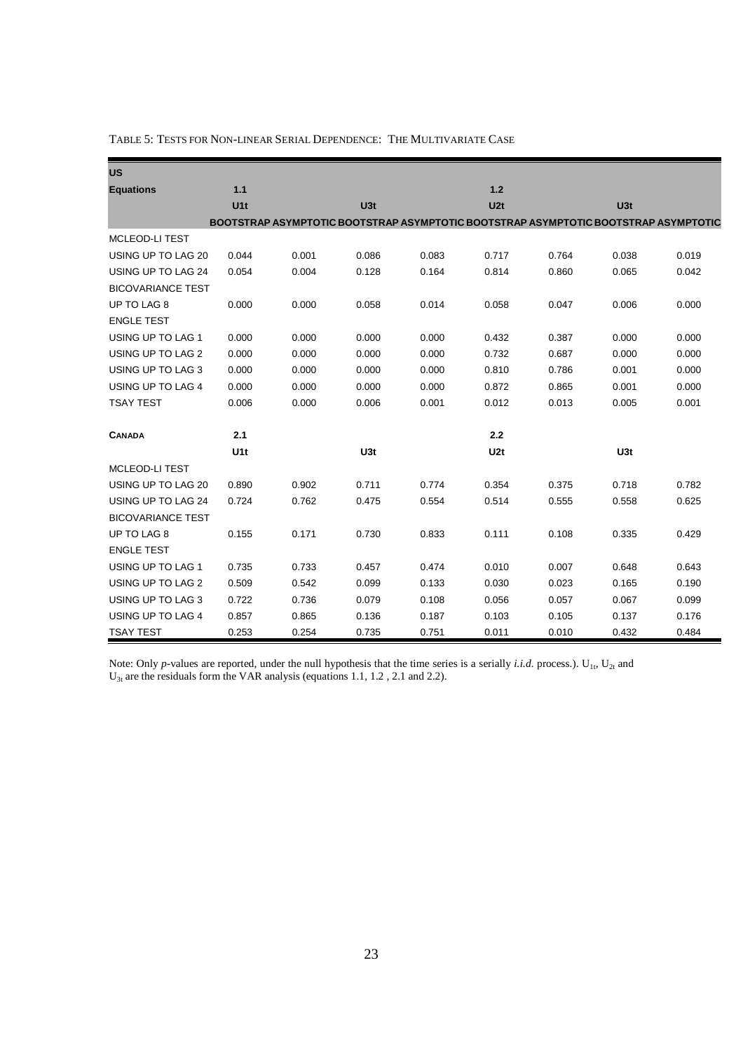TABLE 5: TESTS FOR NON-LINEAR SERIAL DEPENDENCE: THE MULTIVARIATE CASE

| **US** | | | | | | | | |
|---|---|---|---|---|---|---|---|---|
| **Equations** | **1.1** | | | | **1.2** | | | |
| | **U1t** | | **U3t** | | **U2t** | | **U3t** | |
| | **BOOTSTRAP** | **ASYMPTOTIC** | **BOOTSTRAP** | **ASYMPTOTIC** | **BOOTSTRAP** | **ASYMPTOTIC** | **BOOTSTRAP** | **ASYMPTOTIC** |
| MCLEOD-LI TEST | | | | | | | | |
| USING UP TO LAG 20 | 0.044 | 0.001 | 0.086 | 0.083 | 0.717 | 0.764 | 0.038 | 0.019 |
| USING UP TO LAG 24 | 0.054 | 0.004 | 0.128 | 0.164 | 0.814 | 0.860 | 0.065 | 0.042 |
| BICOVARIANCE TEST | | | | | | | | |
| UP TO LAG 8 | 0.000 | 0.000 | 0.058 | 0.014 | 0.058 | 0.047 | 0.006 | 0.000 |
| ENGLE TEST | | | | | | | | |
| USING UP TO LAG 1 | 0.000 | 0.000 | 0.000 | 0.000 | 0.432 | 0.387 | 0.000 | 0.000 |
| USING UP TO LAG 2 | 0.000 | 0.000 | 0.000 | 0.000 | 0.732 | 0.687 | 0.000 | 0.000 |
| USING UP TO LAG 3 | 0.000 | 0.000 | 0.000 | 0.000 | 0.810 | 0.786 | 0.001 | 0.000 |
| USING UP TO LAG 4 | 0.000 | 0.000 | 0.000 | 0.000 | 0.872 | 0.865 | 0.001 | 0.000 |
| TSAY TEST | 0.006 | 0.000 | 0.006 | 0.001 | 0.012 | 0.013 | 0.005 | 0.001 |
| | | | | | | | | |
| **CANADA** | **2.1** | | | | **2.2** | | | |
| | **U1t** | | **U3t** | | **U2t** | | **U3t** | |
| MCLEOD-LI TEST | | | | | | | | |
| USING UP TO LAG 20 | 0.890 | 0.902 | 0.711 | 0.774 | 0.354 | 0.375 | 0.718 | 0.782 |
| USING UP TO LAG 24 | 0.724 | 0.762 | 0.475 | 0.554 | 0.514 | 0.555 | 0.558 | 0.625 |
| BICOVARIANCE TEST | | | | | | | | |
| UP TO LAG 8 | 0.155 | 0.171 | 0.730 | 0.833 | 0.111 | 0.108 | 0.335 | 0.429 |
| ENGLE TEST | | | | | | | | |
| USING UP TO LAG 1 | 0.735 | 0.733 | 0.457 | 0.474 | 0.010 | 0.007 | 0.648 | 0.643 |
| USING UP TO LAG 2 | 0.509 | 0.542 | 0.099 | 0.133 | 0.030 | 0.023 | 0.165 | 0.190 |
| USING UP TO LAG 3 | 0.722 | 0.736 | 0.079 | 0.108 | 0.056 | 0.057 | 0.067 | 0.099 |
| USING UP TO LAG 4 | 0.857 | 0.865 | 0.136 | 0.187 | 0.103 | 0.105 | 0.137 | 0.176 |
| TSAY TEST | 0.253 | 0.254 | 0.735 | 0.751 | 0.011 | 0.010 | 0.432 | 0.484 |

Note: Only *p*-values are reported, under the null hypothesis that the time series is a serially *i.i.d.* process.). $U_{1t}$, $U_{2t}$ and $U_{3t}$ are the residuals form the VAR analysis (equations 1.1, 1.2 , 2.1 and 2.2).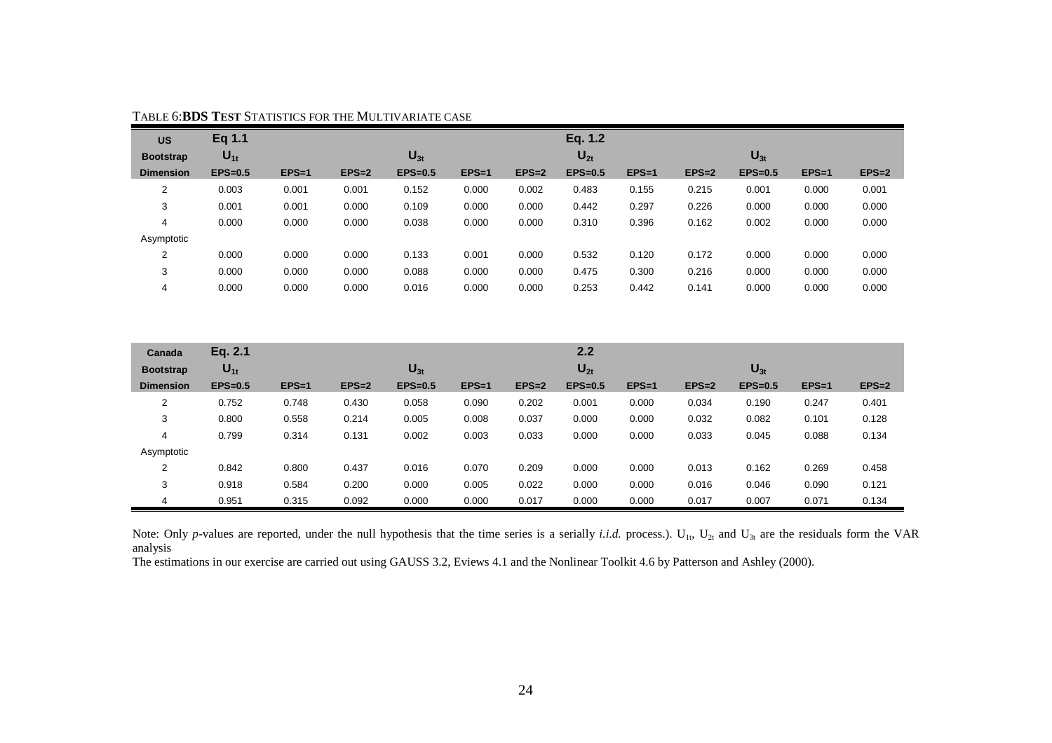TABLE 6: **BDS TEST** STATISTICS FOR THE MULTIVARIATE CASE

| US | Eq 1.1 | | | | | | Eq. 1.2 | | | | | |
|---|---|---|---|---|---|---|---|---|---|---|---|---|
| Bootstrap | $U_{1t}$ | | | $U_{3t}$ | | | $U_{2t}$ | | | $U_{3t}$ | | |
| Dimension | EPS=0.5 | EPS=1 | EPS=2 | EPS=0.5 | EPS=1 | EPS=2 | EPS=0.5 | EPS=1 | EPS=2 | EPS=0.5 | EPS=1 | EPS=2 |
| 2 | 0.003 | 0.001 | 0.001 | 0.152 | 0.000 | 0.002 | 0.483 | 0.155 | 0.215 | 0.001 | 0.000 | 0.001 |
| 3 | 0.001 | 0.001 | 0.000 | 0.109 | 0.000 | 0.000 | 0.442 | 0.297 | 0.226 | 0.000 | 0.000 | 0.000 |
| 4 | 0.000 | 0.000 | 0.000 | 0.038 | 0.000 | 0.000 | 0.310 | 0.396 | 0.162 | 0.002 | 0.000 | 0.000 |
| Asymptotic | | | | | | | | | | | | |
| 2 | 0.000 | 0.000 | 0.000 | 0.133 | 0.001 | 0.000 | 0.532 | 0.120 | 0.172 | 0.000 | 0.000 | 0.000 |
| 3 | 0.000 | 0.000 | 0.000 | 0.088 | 0.000 | 0.000 | 0.475 | 0.300 | 0.216 | 0.000 | 0.000 | 0.000 |
| 4 | 0.000 | 0.000 | 0.000 | 0.016 | 0.000 | 0.000 | 0.253 | 0.442 | 0.141 | 0.000 | 0.000 | 0.000 |

| Canada | Eq. 2.1 | | | | | | 2.2 | | | | | |
|---|---|---|---|---|---|---|---|---|---|---|---|---|
| Bootstrap | $U_{1t}$ | | | $U_{3t}$ | | | $U_{2t}$ | | | $U_{3t}$ | | |
| Dimension | EPS=0.5 | EPS=1 | EPS=2 | EPS=0.5 | EPS=1 | EPS=2 | EPS=0.5 | EPS=1 | EPS=2 | EPS=0.5 | EPS=1 | EPS=2 |
| 2 | 0.752 | 0.748 | 0.430 | 0.058 | 0.090 | 0.202 | 0.001 | 0.000 | 0.034 | 0.190 | 0.247 | 0.401 |
| 3 | 0.800 | 0.558 | 0.214 | 0.005 | 0.008 | 0.037 | 0.000 | 0.000 | 0.032 | 0.082 | 0.101 | 0.128 |
| 4 | 0.799 | 0.314 | 0.131 | 0.002 | 0.003 | 0.033 | 0.000 | 0.000 | 0.033 | 0.045 | 0.088 | 0.134 |
| Asymptotic | | | | | | | | | | | | |
| 2 | 0.842 | 0.800 | 0.437 | 0.016 | 0.070 | 0.209 | 0.000 | 0.000 | 0.013 | 0.162 | 0.269 | 0.458 |
| 3 | 0.918 | 0.584 | 0.200 | 0.000 | 0.005 | 0.022 | 0.000 | 0.000 | 0.016 | 0.046 | 0.090 | 0.121 |
| 4 | 0.951 | 0.315 | 0.092 | 0.000 | 0.000 | 0.017 | 0.000 | 0.000 | 0.017 | 0.007 | 0.071 | 0.134 |

Note: Only *p*-values are reported, under the null hypothesis that the time series is a serially *i.i.d.* process.). $U_{1t}$, $U_{2t}$ and $U_{3t}$ are the residuals form the VAR analysis

The estimations in our exercise are carried out using GAUSS 3.2, Eviews 4.1 and the Nonlinear Toolkit 4.6 by Patterson and Ashley (2000).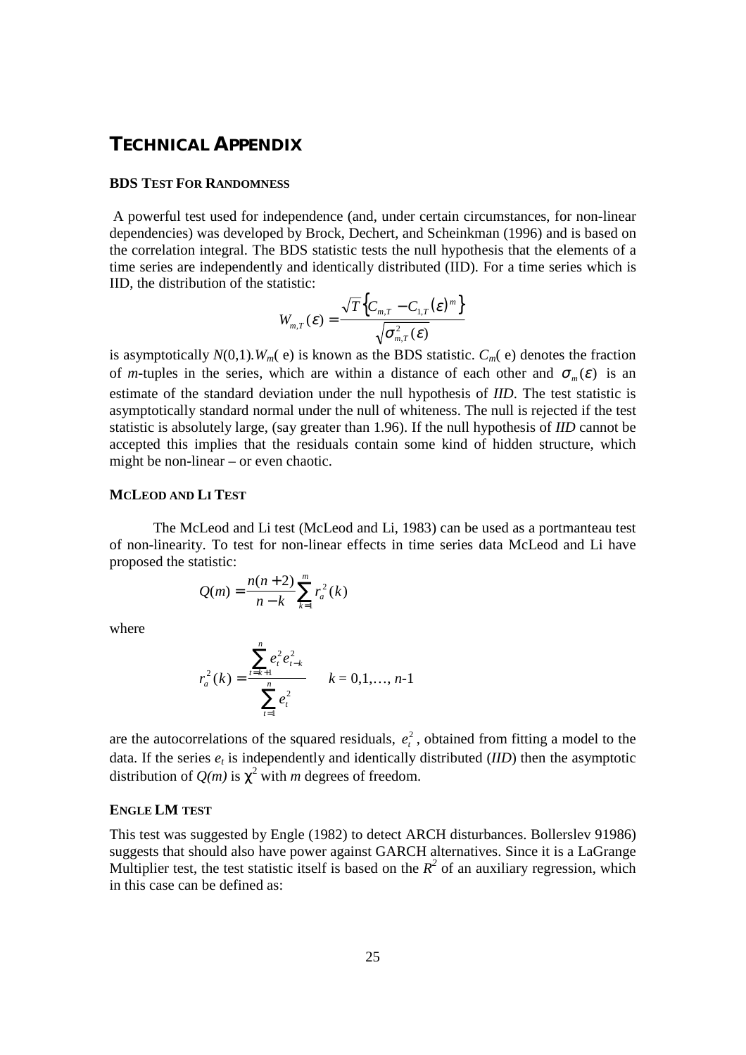# TECHNICAL APPENDIX

### BDS TEST FOR RANDOMNESS

A powerful test used for independence (and, under certain circumstances, for non-linear dependencies) was developed by Brock, Dechert, and Scheinkman (1996) and is based on the correlation integral. The BDS statistic tests the null hypothesis that the elements of a time series are independently and identically distributed (IID). For a time series which is IID, the distribution of the statistic:

$$W_{m,T}(\varepsilon) = \frac{\sqrt{T}\left\{C_{m,T} - C_{1,T}(\varepsilon)^m\right\}}{\sqrt{\sigma^2_{m,T}(\varepsilon)}}$$

is asymptotically $N(0,1)$. $W_m(\text{ e})$ is known as the BDS statistic. $C_m(\text{ e})$ denotes the fraction of *m*-tuples in the series, which are within a distance of each other and $\sigma_m(\varepsilon)$ is an estimate of the standard deviation under the null hypothesis of *IID*. The test statistic is asymptotically standard normal under the null of whiteness. The null is rejected if the test statistic is absolutely large, (say greater than 1.96). If the null hypothesis of *IID* cannot be accepted this implies that the residuals contain some kind of hidden structure, which might be non-linear – or even chaotic.

### MCLEOD AND LI TEST

The McLeod and Li test (McLeod and Li, 1983) can be used as a portmanteau test of non-linearity. To test for non-linear effects in time series data McLeod and Li have proposed the statistic:

$$Q(m) = \frac{n(n+2)}{n-k}\sum_{k=1}^{m} r_a^2(k)$$

where

$$r_a^2(k) = \frac{\sum_{t=k+1}^{n} e_t^2 e_{t-k}^2}{\sum_{t=1}^{n} e_t^2} \qquad k = 0,1,\ldots, n\text{-}1$$

are the autocorrelations of the squared residuals, $e_t^2$, obtained from fitting a model to the data. If the series $e_t$ is independently and identically distributed (*IID*) then the asymptotic distribution of $Q(m)$ is $\chi^2$ with *m* degrees of freedom.

### ENGLE LM TEST

This test was suggested by Engle (1982) to detect ARCH disturbances. Bollerslev 91986) suggests that should also have power against GARCH alternatives. Since it is a LaGrange Multiplier test, the test statistic itself is based on the $R^2$ of an auxiliary regression, which in this case can be defined as: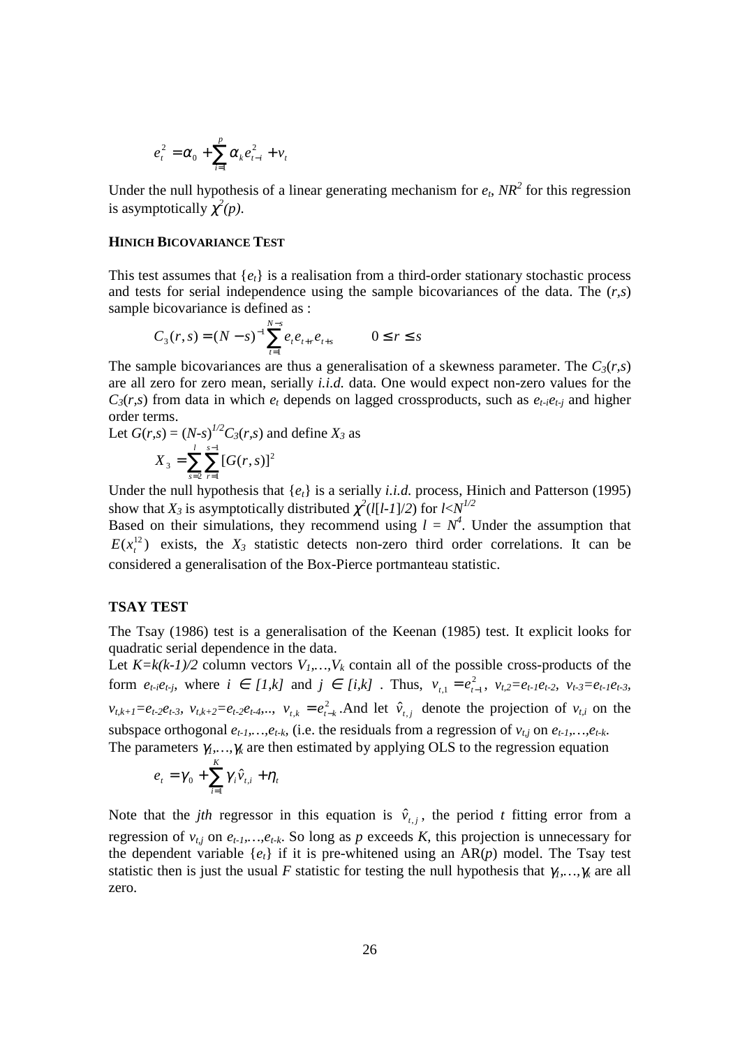$$e_t^2 = \alpha_0 + \sum_{i=1}^{p} \alpha_k e_{t-i}^2 + v_t$$

Under the null hypothesis of a linear generating mechanism for $e_t$, $NR^2$ for this regression is asymptotically $\chi^2(p)$.

### HINICH BICOVARIANCE TEST

This test assumes that $\{e_t\}$ is a realisation from a third-order stationary stochastic process and tests for serial independence using the sample bicovariances of the data. The $(r,s)$ sample bicovariance is defined as :

$$C_3(r,s) = (N-s)^{-1} \sum_{t=1}^{N-s} e_t e_{t+r} e_{t+s} \qquad 0 \leq r \leq s$$

The sample bicovariances are thus a generalisation of a skewness parameter. The $C_3(r,s)$ are all zero for zero mean, serially *i.i.d.* data. One would expect non-zero values for the $C_3(r,s)$ from data in which $e_t$ depends on lagged crossproducts, such as $e_{t-i}e_{t-j}$ and higher order terms.

Let $G(r,s) = (N-s)^{1/2} C_3(r,s)$ and define $X_3$ as

$$X_3 = \sum_{s=2}^{l} \sum_{r=1}^{s-1} [G(r,s)]^2$$

Under the null hypothesis that $\{e_t\}$ is a serially *i.i.d.* process, Hinich and Patterson (1995) show that $X_3$ is asymptotically distributed $\chi^2(l[l-1]/2)$ for $l<N^{1/2}$

Based on their simulations, they recommend using $l = N^4$. Under the assumption that $E(x_t^{12})$ exists, the $X_3$ statistic detects non-zero third order correlations. It can be considered a generalisation of the Box-Pierce portmanteau statistic.

### TSAY TEST

The Tsay (1986) test is a generalisation of the Keenan (1985) test. It explicit looks for quadratic serial dependence in the data.

Let $K=k(k-1)/2$ column vectors $V_1,\ldots,V_k$ contain all of the possible cross-products of the form $e_{t-i}e_{t-j}$, where $i \in [1,k]$ and $j \in [i,k]$ . Thus, $v_{t,1} = e_{t-1}^2$, $v_{t,2}=e_{t-1}e_{t-2}$, $v_{t-3}=e_{t-1}e_{t-3}$, $v_{t,k+1}=e_{t-2}e_{t-3}$, $v_{t,k+2}=e_{t-2}e_{t-4}$,.., $v_{t,k} = e_{t-k}^2$ .And let $\hat{v}_{t,j}$ denote the projection of $v_{t,i}$ on the subspace orthogonal $e_{t-1},\ldots,e_{t-k}$, (i.e. the residuals from a regression of $v_{t,j}$ on $e_{t-1},\ldots,e_{t-k}$.

The parameters $\gamma_1,\ldots,\gamma_k$ are then estimated by applying OLS to the regression equation

$$e_t = \gamma_0 + \sum_{i=1}^{K} \gamma_i \hat{v}_{t,i} + \eta_t$$

Note that the *jth* regressor in this equation is $\hat{v}_{t,j}$, the period $t$ fitting error from a regression of $v_{t,j}$ on $e_{t-1},\ldots,e_{t-k}$. So long as $p$ exceeds $K$, this projection is unnecessary for the dependent variable $\{e_t\}$ if it is pre-whitened using an AR($p$) model. The Tsay test statistic then is just the usual $F$ statistic for testing the null hypothesis that $\gamma_1,\ldots,\gamma_k$ are all zero.